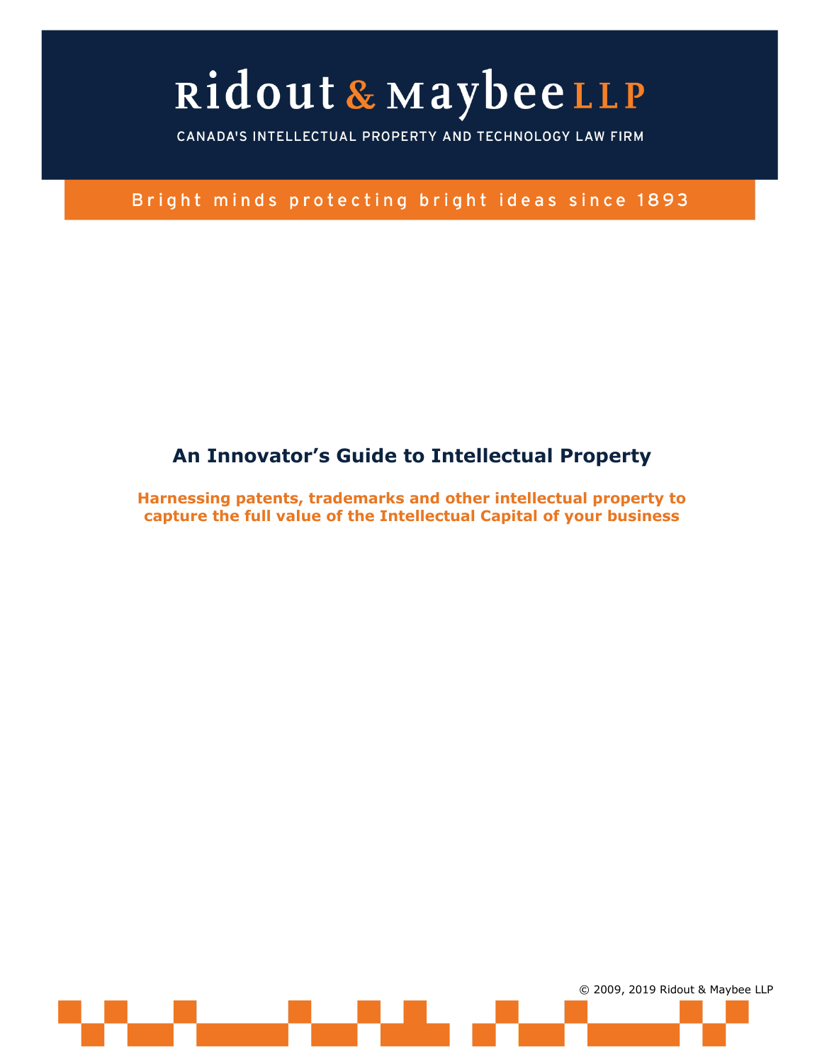# Ridout & Maybee LLP

CANADA'S INTELLECTUAL PROPERTY AND TECHNOLOGY LAW FIRM

Bright minds protecting bright ideas since 1893

## An Innovator's Guide to Intellectual Property

**Harnessing patents, trademarks and other intellectual property to capture the full value of the Intellectual Capital of your business**

© 2009, 2019 Ridout & Maybee LLP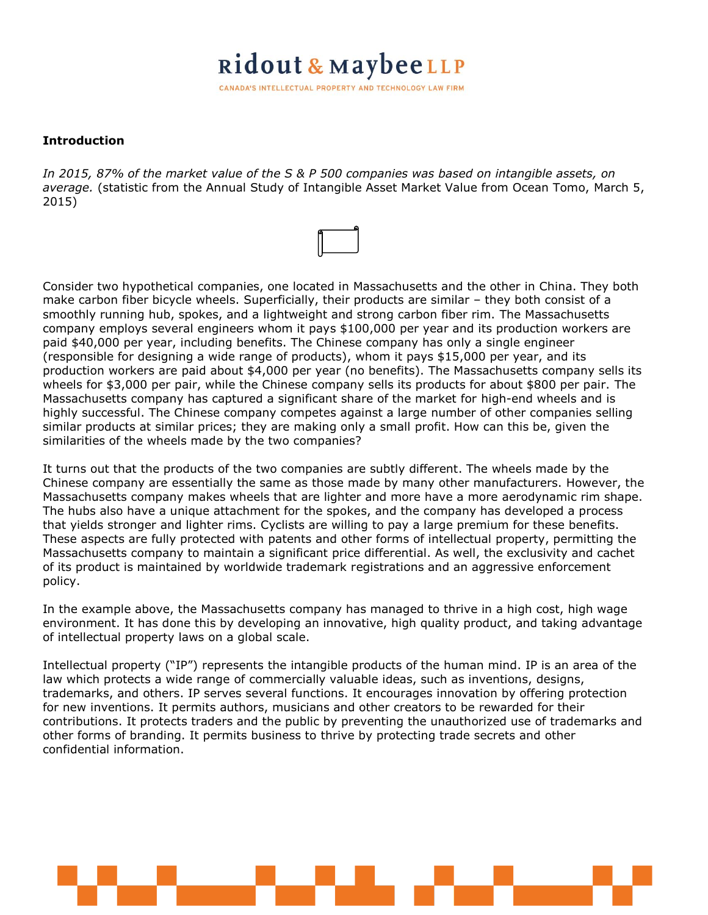**Introduction**

*In 2015, 87% of the market value of the S & P 500 companies was based on intangible assets, on average.* (statistic from the Annual Study of Intangible Asset Market Value from Ocean Tomo, March 5, 2015)

Consider two hypothetical companies, one located in Massachusetts and the other in China. They both make carbon fiber bicycle wheels. Superficially, their products are similar – they both consist of a smoothly running hub, spokes, and a lightweight and strong carbon fiber rim. The Massachusetts company employs several engineers whom it pays $100,000 per year and its production workers are paid $40,000 per year, including benefits. The Chinese company has only a single engineer (responsible for designing a wide range of products), whom it pays $15,000 per year, and its production workers are paid about $4,000 per year (no benefits). The Massachusetts company sells its wheels for $3,000 per pair, while the Chinese company sells its products for about $800 per pair. The Massachusetts company has captured a significant share of the market for high-end wheels and is highly successful. The Chinese company competes against a large number of other companies selling similar products at similar prices; they are making only a small profit. How can this be, given the similarities of the wheels made by the two companies?

It turns out that the products of the two companies are subtly different. The wheels made by the Chinese company are essentially the same as those made by many other manufacturers. However, the Massachusetts company makes wheels that are lighter and more have a more aerodynamic rim shape. The hubs also have a unique attachment for the spokes, and the company has developed a process that yields stronger and lighter rims. Cyclists are willing to pay a large premium for these benefits. These aspects are fully protected with patents and other forms of intellectual property, permitting the Massachusetts company to maintain a significant price differential. As well, the exclusivity and cachet of its product is maintained by worldwide trademark registrations and an aggressive enforcement policy.

In the example above, the Massachusetts company has managed to thrive in a high cost, high wage environment. It has done this by developing an innovative, high quality product, and taking advantage of intellectual property laws on a global scale.

Intellectual property ("IP") represents the intangible products of the human mind. IP is an area of the law which protects a wide range of commercially valuable ideas, such as inventions, designs, trademarks, and others. IP serves several functions. It encourages innovation by offering protection for new inventions. It permits authors, musicians and other creators to be rewarded for their contributions. It protects traders and the public by preventing the unauthorized use of trademarks and other forms of branding. It permits business to thrive by protecting trade secrets and other confidential information.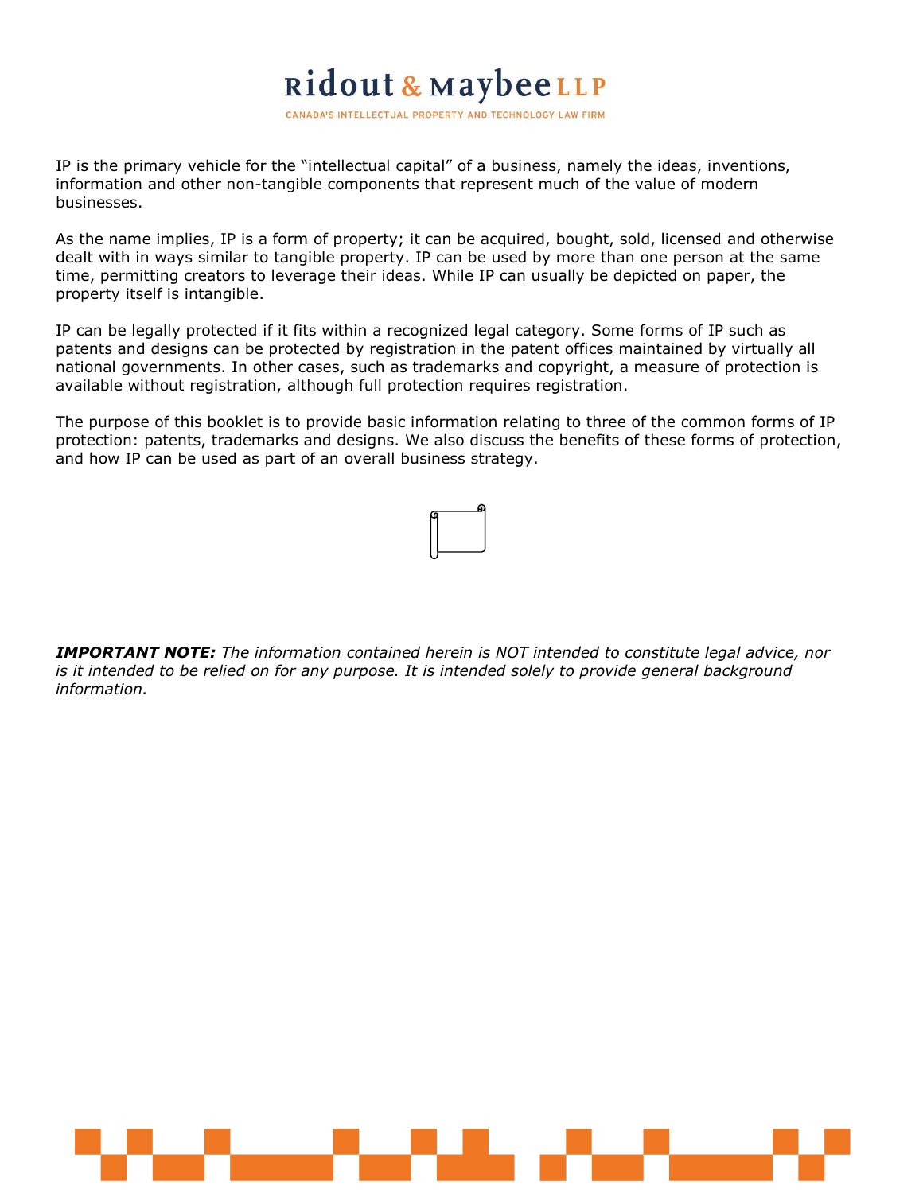IP is the primary vehicle for the "intellectual capital" of a business, namely the ideas, inventions, information and other non-tangible components that represent much of the value of modern businesses.

As the name implies, IP is a form of property; it can be acquired, bought, sold, licensed and otherwise dealt with in ways similar to tangible property. IP can be used by more than one person at the same time, permitting creators to leverage their ideas. While IP can usually be depicted on paper, the property itself is intangible.

IP can be legally protected if it fits within a recognized legal category. Some forms of IP such as patents and designs can be protected by registration in the patent offices maintained by virtually all national governments. In other cases, such as trademarks and copyright, a measure of protection is available without registration, although full protection requires registration.

The purpose of this booklet is to provide basic information relating to three of the common forms of IP protection: patents, trademarks and designs. We also discuss the benefits of these forms of protection, and how IP can be used as part of an overall business strategy.

***IMPORTANT NOTE:*** *The information contained herein is NOT intended to constitute legal advice, nor is it intended to be relied on for any purpose. It is intended solely to provide general background information.*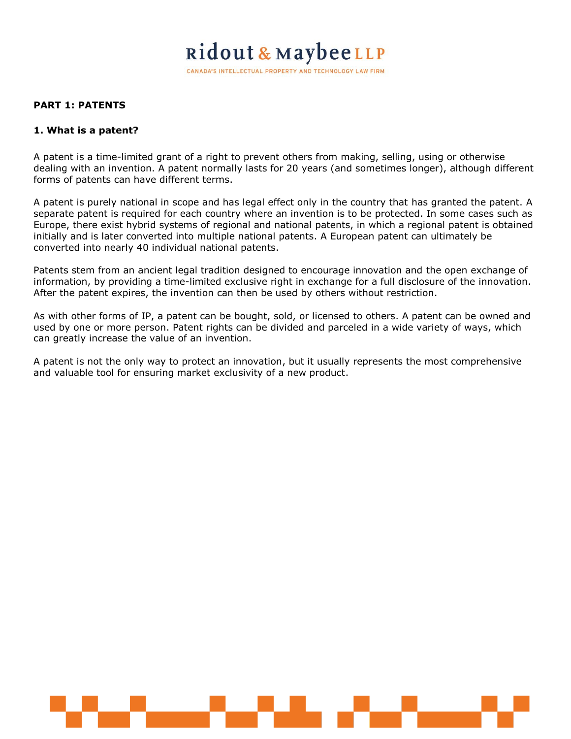## PART 1: PATENTS

### 1. What is a patent?

A patent is a time-limited grant of a right to prevent others from making, selling, using or otherwise dealing with an invention. A patent normally lasts for 20 years (and sometimes longer), although different forms of patents can have different terms.

A patent is purely national in scope and has legal effect only in the country that has granted the patent. A separate patent is required for each country where an invention is to be protected. In some cases such as Europe, there exist hybrid systems of regional and national patents, in which a regional patent is obtained initially and is later converted into multiple national patents. A European patent can ultimately be converted into nearly 40 individual national patents.

Patents stem from an ancient legal tradition designed to encourage innovation and the open exchange of information, by providing a time-limited exclusive right in exchange for a full disclosure of the innovation. After the patent expires, the invention can then be used by others without restriction.

As with other forms of IP, a patent can be bought, sold, or licensed to others. A patent can be owned and used by one or more person. Patent rights can be divided and parceled in a wide variety of ways, which can greatly increase the value of an invention.

A patent is not the only way to protect an innovation, but it usually represents the most comprehensive and valuable tool for ensuring market exclusivity of a new product.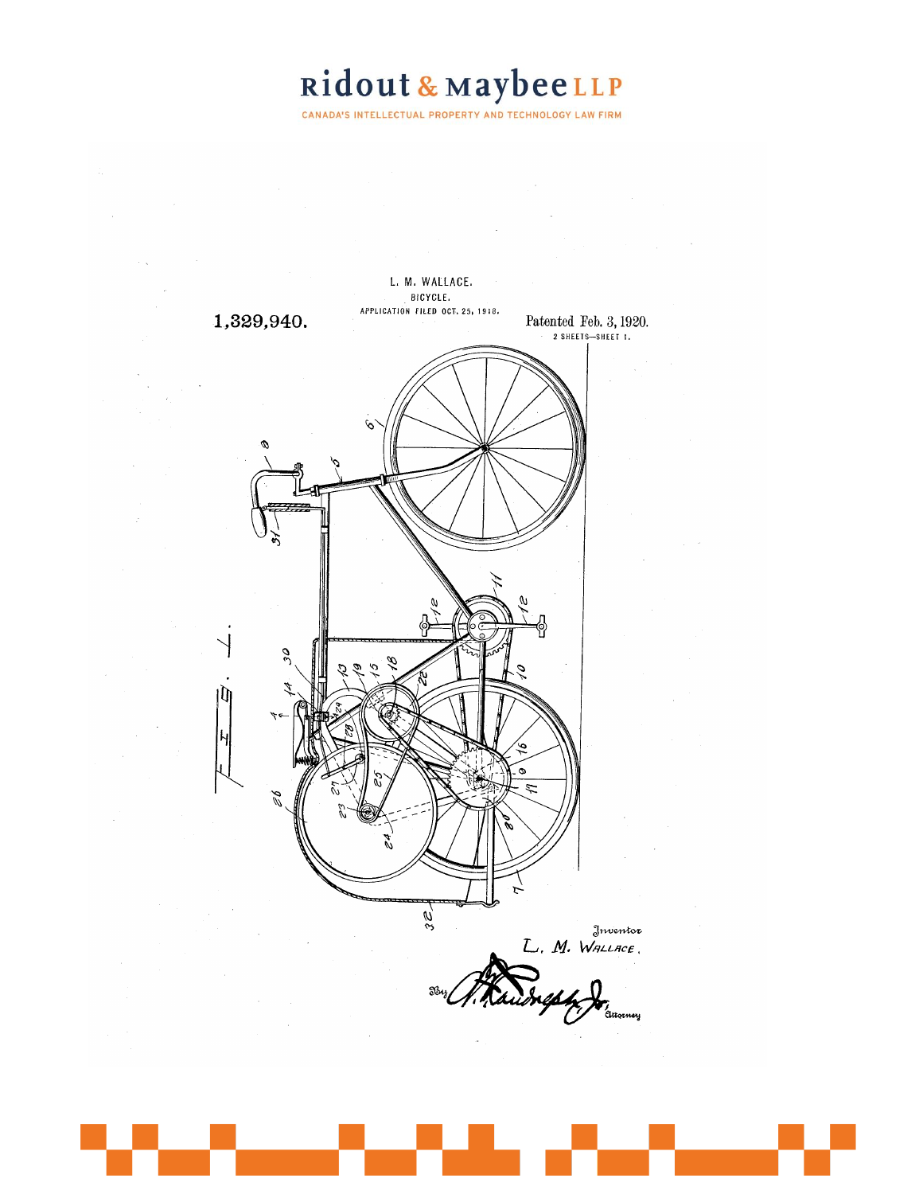L. M. WALLACE.

BICYCLE.

APPLICATION FILED OCT. 25, 1918.

1,329,940.

Patented Feb. 3, 1920.

2 SHEETS—SHEET 1.

Inventor

L. M. WALLACE.

By [signature], Attorney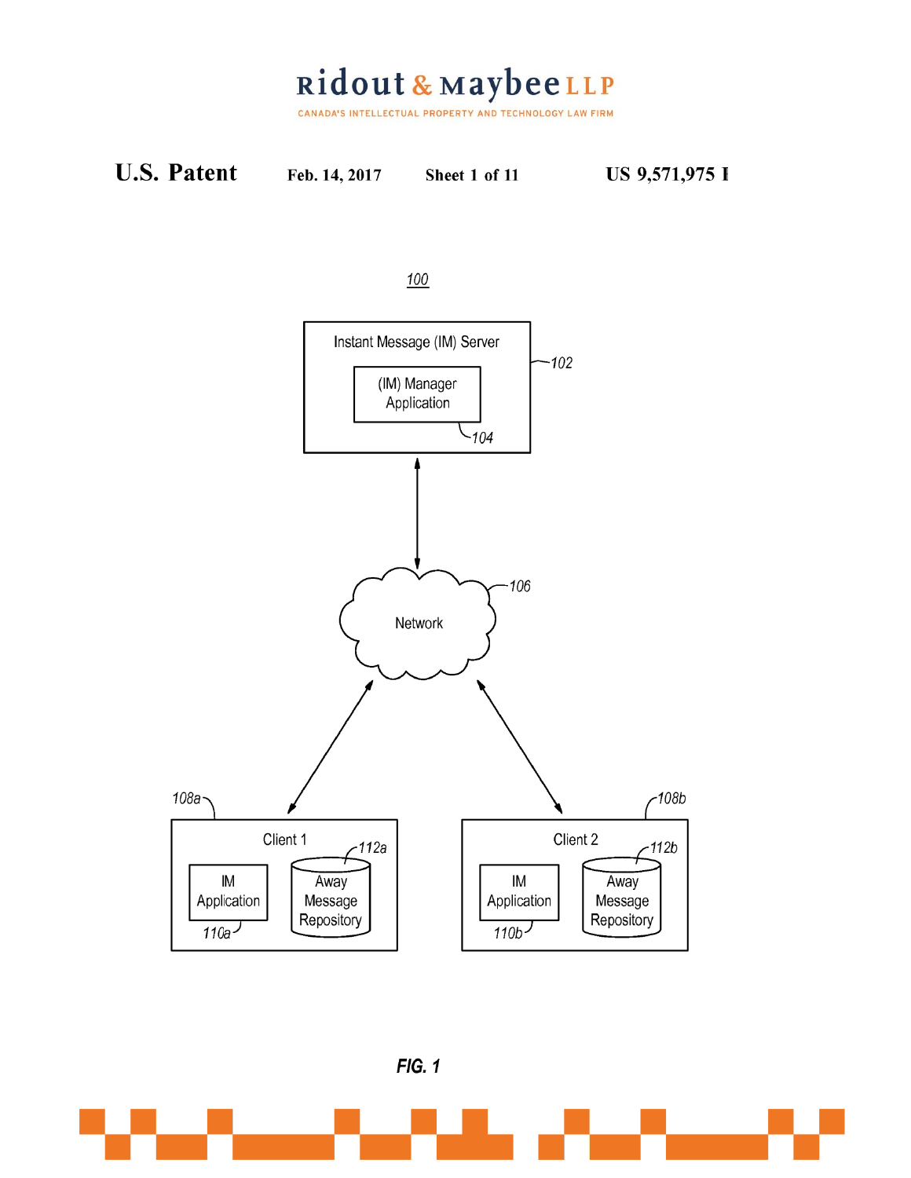**U.S. Patent** Feb. 14, 2017 Sheet 1 of 11 US 9,571,975 B

100

Instant Message (IM) Server 102

(IM) Manager Application 104

Network 106

Client 1 108a

IM Application 110a

Away Message Repository 112a

Client 2 108b

IM Application 110b

Away Message Repository 112b

*FIG. 1*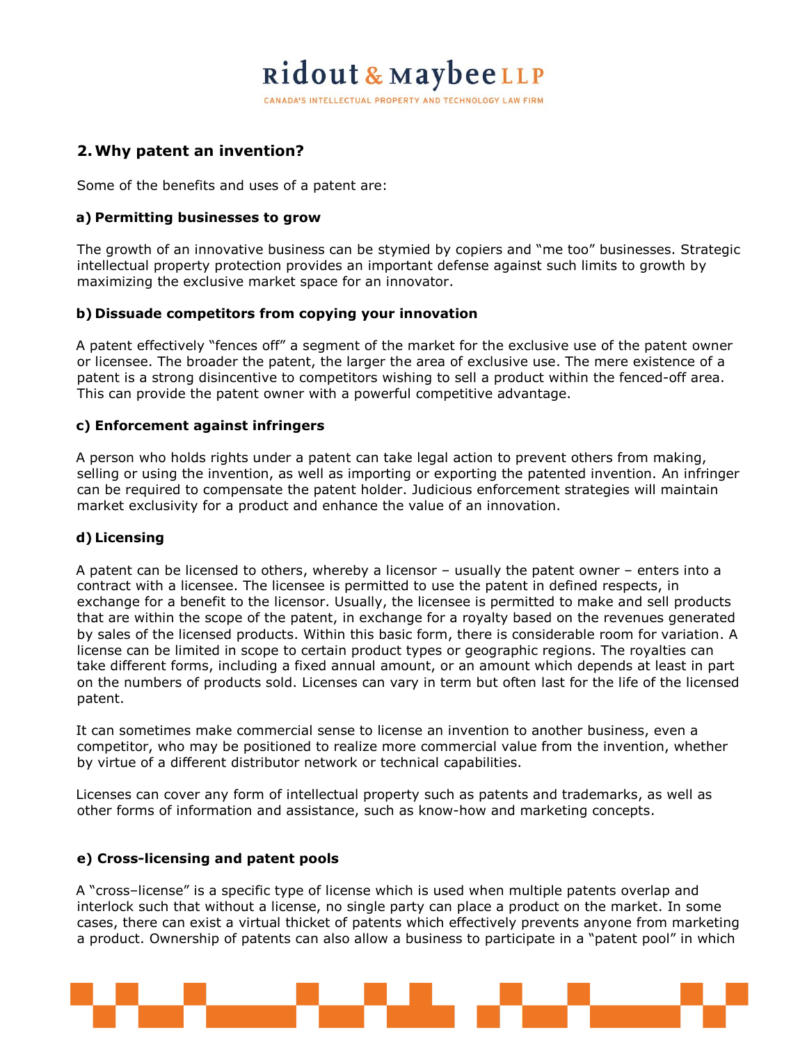## 2. Why patent an invention?

Some of the benefits and uses of a patent are:

### a) Permitting businesses to grow

The growth of an innovative business can be stymied by copiers and "me too" businesses. Strategic intellectual property protection provides an important defense against such limits to growth by maximizing the exclusive market space for an innovator.

### b) Dissuade competitors from copying your innovation

A patent effectively "fences off" a segment of the market for the exclusive use of the patent owner or licensee. The broader the patent, the larger the area of exclusive use. The mere existence of a patent is a strong disincentive to competitors wishing to sell a product within the fenced-off area. This can provide the patent owner with a powerful competitive advantage.

### c) Enforcement against infringers

A person who holds rights under a patent can take legal action to prevent others from making, selling or using the invention, as well as importing or exporting the patented invention. An infringer can be required to compensate the patent holder. Judicious enforcement strategies will maintain market exclusivity for a product and enhance the value of an innovation.

### d) Licensing

A patent can be licensed to others, whereby a licensor – usually the patent owner – enters into a contract with a licensee. The licensee is permitted to use the patent in defined respects, in exchange for a benefit to the licensor. Usually, the licensee is permitted to make and sell products that are within the scope of the patent, in exchange for a royalty based on the revenues generated by sales of the licensed products. Within this basic form, there is considerable room for variation. A license can be limited in scope to certain product types or geographic regions. The royalties can take different forms, including a fixed annual amount, or an amount which depends at least in part on the numbers of products sold. Licenses can vary in term but often last for the life of the licensed patent.

It can sometimes make commercial sense to license an invention to another business, even a competitor, who may be positioned to realize more commercial value from the invention, whether by virtue of a different distributor network or technical capabilities.

Licenses can cover any form of intellectual property such as patents and trademarks, as well as other forms of information and assistance, such as know-how and marketing concepts.

### e) Cross-licensing and patent pools

A "cross–license" is a specific type of license which is used when multiple patents overlap and interlock such that without a license, no single party can place a product on the market. In some cases, there can exist a virtual thicket of patents which effectively prevents anyone from marketing a product. Ownership of patents can also allow a business to participate in a "patent pool" in which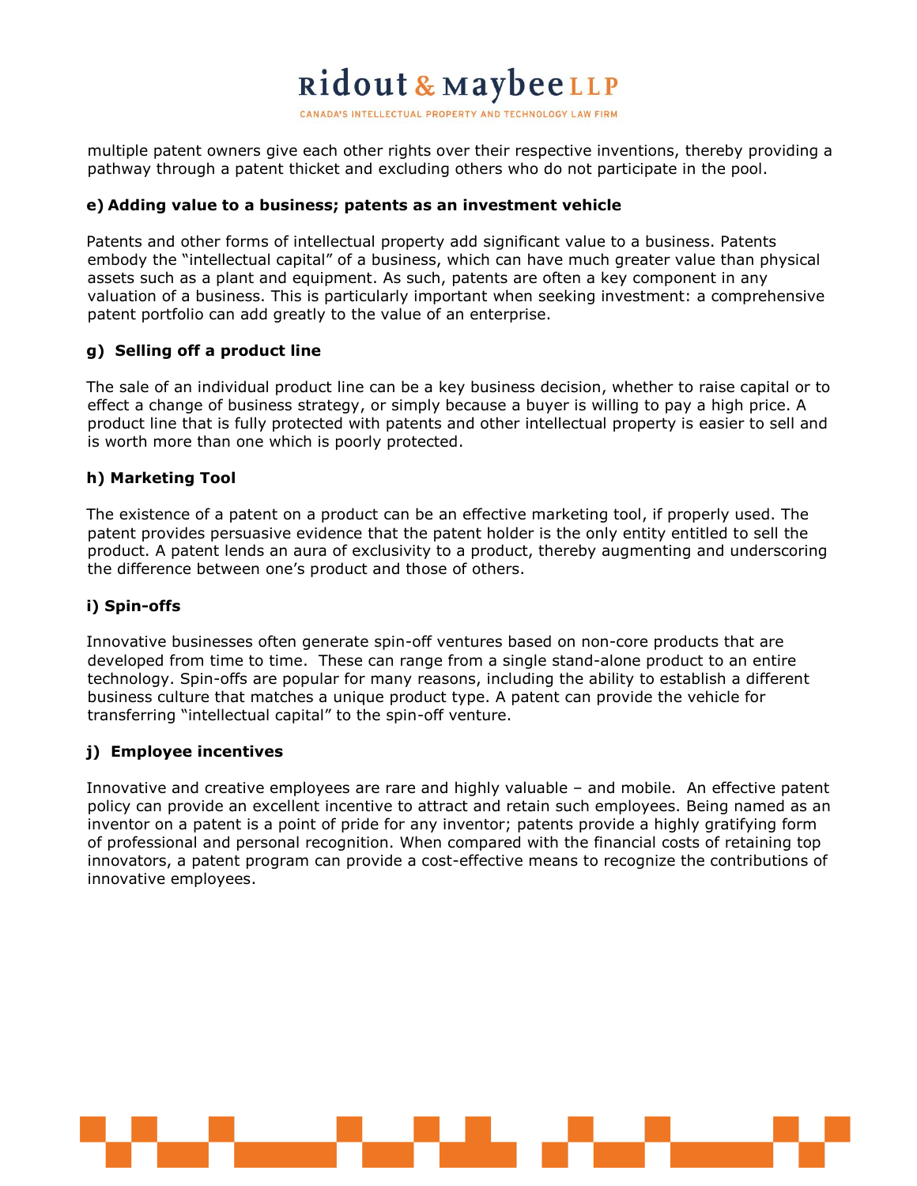multiple patent owners give each other rights over their respective inventions, thereby providing a pathway through a patent thicket and excluding others who do not participate in the pool.

#### e) Adding value to a business; patents as an investment vehicle

Patents and other forms of intellectual property add significant value to a business. Patents embody the "intellectual capital" of a business, which can have much greater value than physical assets such as a plant and equipment. As such, patents are often a key component in any valuation of a business. This is particularly important when seeking investment: a comprehensive patent portfolio can add greatly to the value of an enterprise.

#### g) Selling off a product line

The sale of an individual product line can be a key business decision, whether to raise capital or to effect a change of business strategy, or simply because a buyer is willing to pay a high price. A product line that is fully protected with patents and other intellectual property is easier to sell and is worth more than one which is poorly protected.

#### h) Marketing Tool

The existence of a patent on a product can be an effective marketing tool, if properly used. The patent provides persuasive evidence that the patent holder is the only entity entitled to sell the product. A patent lends an aura of exclusivity to a product, thereby augmenting and underscoring the difference between one's product and those of others.

#### i) Spin-offs

Innovative businesses often generate spin-off ventures based on non-core products that are developed from time to time. These can range from a single stand-alone product to an entire technology. Spin-offs are popular for many reasons, including the ability to establish a different business culture that matches a unique product type. A patent can provide the vehicle for transferring "intellectual capital" to the spin-off venture.

#### j) Employee incentives

Innovative and creative employees are rare and highly valuable – and mobile. An effective patent policy can provide an excellent incentive to attract and retain such employees. Being named as an inventor on a patent is a point of pride for any inventor; patents provide a highly gratifying form of professional and personal recognition. When compared with the financial costs of retaining top innovators, a patent program can provide a cost-effective means to recognize the contributions of innovative employees.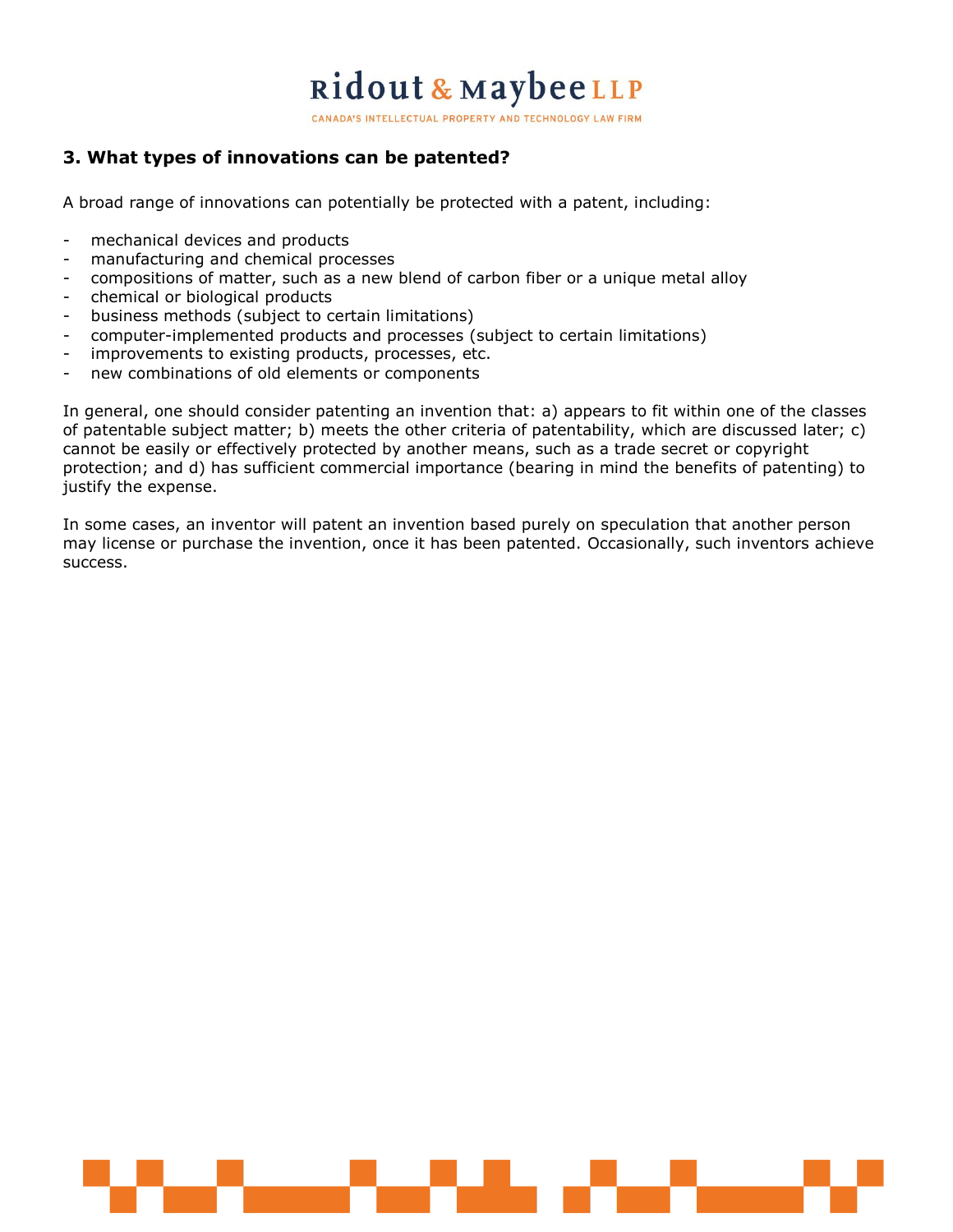### 3. What types of innovations can be patented?

A broad range of innovations can potentially be protected with a patent, including:

- mechanical devices and products
- manufacturing and chemical processes
- compositions of matter, such as a new blend of carbon fiber or a unique metal alloy
- chemical or biological products
- business methods (subject to certain limitations)
- computer-implemented products and processes (subject to certain limitations)
- improvements to existing products, processes, etc.
- new combinations of old elements or components

In general, one should consider patenting an invention that: a) appears to fit within one of the classes of patentable subject matter; b) meets the other criteria of patentability, which are discussed later; c) cannot be easily or effectively protected by another means, such as a trade secret or copyright protection; and d) has sufficient commercial importance (bearing in mind the benefits of patenting) to justify the expense.

In some cases, an inventor will patent an invention based purely on speculation that another person may license or purchase the invention, once it has been patented. Occasionally, such inventors achieve success.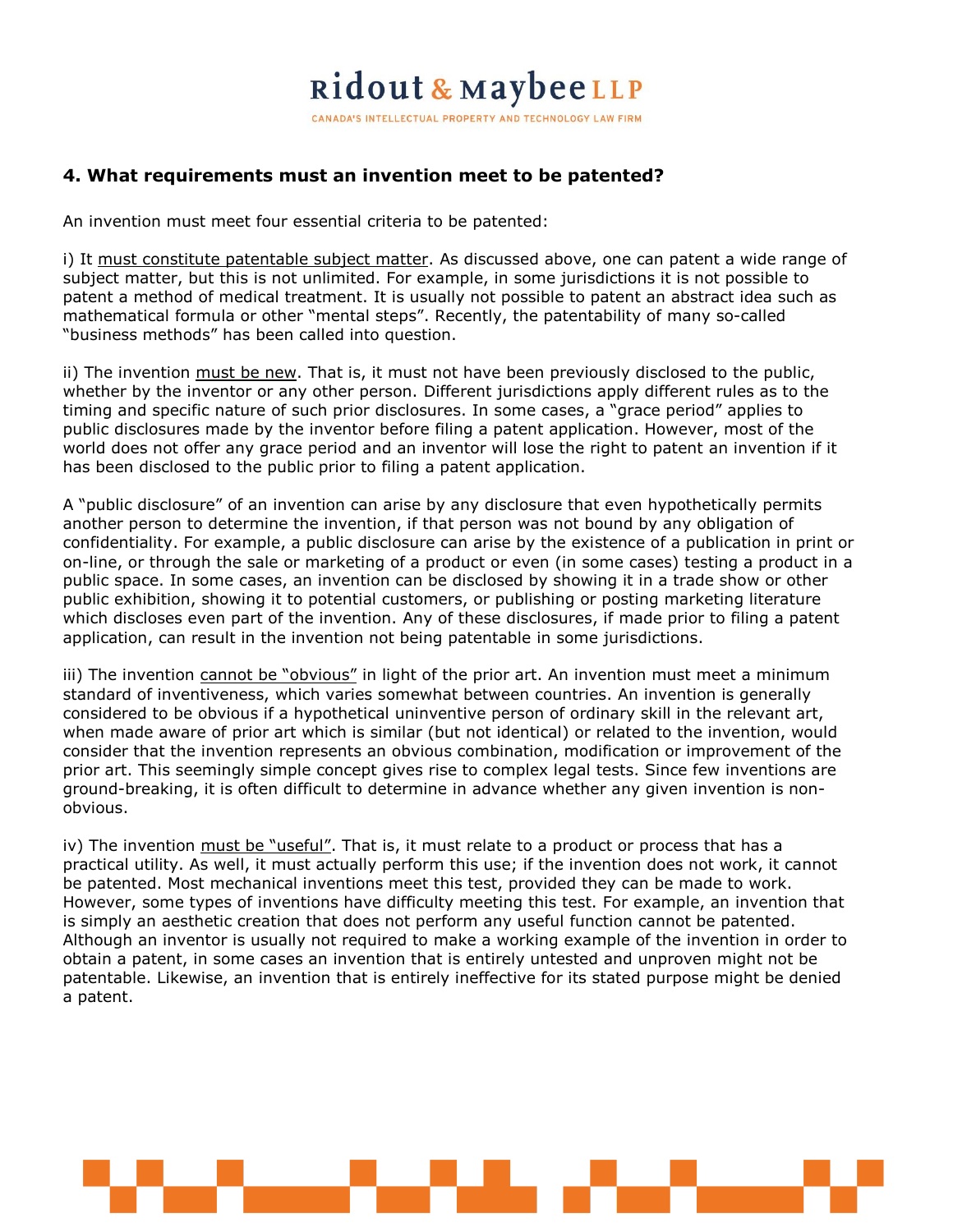## 4. What requirements must an invention meet to be patented?

An invention must meet four essential criteria to be patented:

i) It <u>must constitute patentable subject matter</u>. As discussed above, one can patent a wide range of subject matter, but this is not unlimited. For example, in some jurisdictions it is not possible to patent a method of medical treatment. It is usually not possible to patent an abstract idea such as mathematical formula or other "mental steps". Recently, the patentability of many so-called "business methods" has been called into question.

ii) The invention <u>must be new</u>. That is, it must not have been previously disclosed to the public, whether by the inventor or any other person. Different jurisdictions apply different rules as to the timing and specific nature of such prior disclosures. In some cases, a "grace period" applies to public disclosures made by the inventor before filing a patent application. However, most of the world does not offer any grace period and an inventor will lose the right to patent an invention if it has been disclosed to the public prior to filing a patent application.

A "public disclosure" of an invention can arise by any disclosure that even hypothetically permits another person to determine the invention, if that person was not bound by any obligation of confidentiality. For example, a public disclosure can arise by the existence of a publication in print or on-line, or through the sale or marketing of a product or even (in some cases) testing a product in a public space. In some cases, an invention can be disclosed by showing it in a trade show or other public exhibition, showing it to potential customers, or publishing or posting marketing literature which discloses even part of the invention. Any of these disclosures, if made prior to filing a patent application, can result in the invention not being patentable in some jurisdictions.

iii) The invention <u>cannot be "obvious"</u> in light of the prior art. An invention must meet a minimum standard of inventiveness, which varies somewhat between countries. An invention is generally considered to be obvious if a hypothetical uninventive person of ordinary skill in the relevant art, when made aware of prior art which is similar (but not identical) or related to the invention, would consider that the invention represents an obvious combination, modification or improvement of the prior art. This seemingly simple concept gives rise to complex legal tests. Since few inventions are ground-breaking, it is often difficult to determine in advance whether any given invention is non-obvious.

iv) The invention <u>must be "useful"</u>. That is, it must relate to a product or process that has a practical utility. As well, it must actually perform this use; if the invention does not work, it cannot be patented. Most mechanical inventions meet this test, provided they can be made to work. However, some types of inventions have difficulty meeting this test. For example, an invention that is simply an aesthetic creation that does not perform any useful function cannot be patented. Although an inventor is usually not required to make a working example of the invention in order to obtain a patent, in some cases an invention that is entirely untested and unproven might not be patentable. Likewise, an invention that is entirely ineffective for its stated purpose might be denied a patent.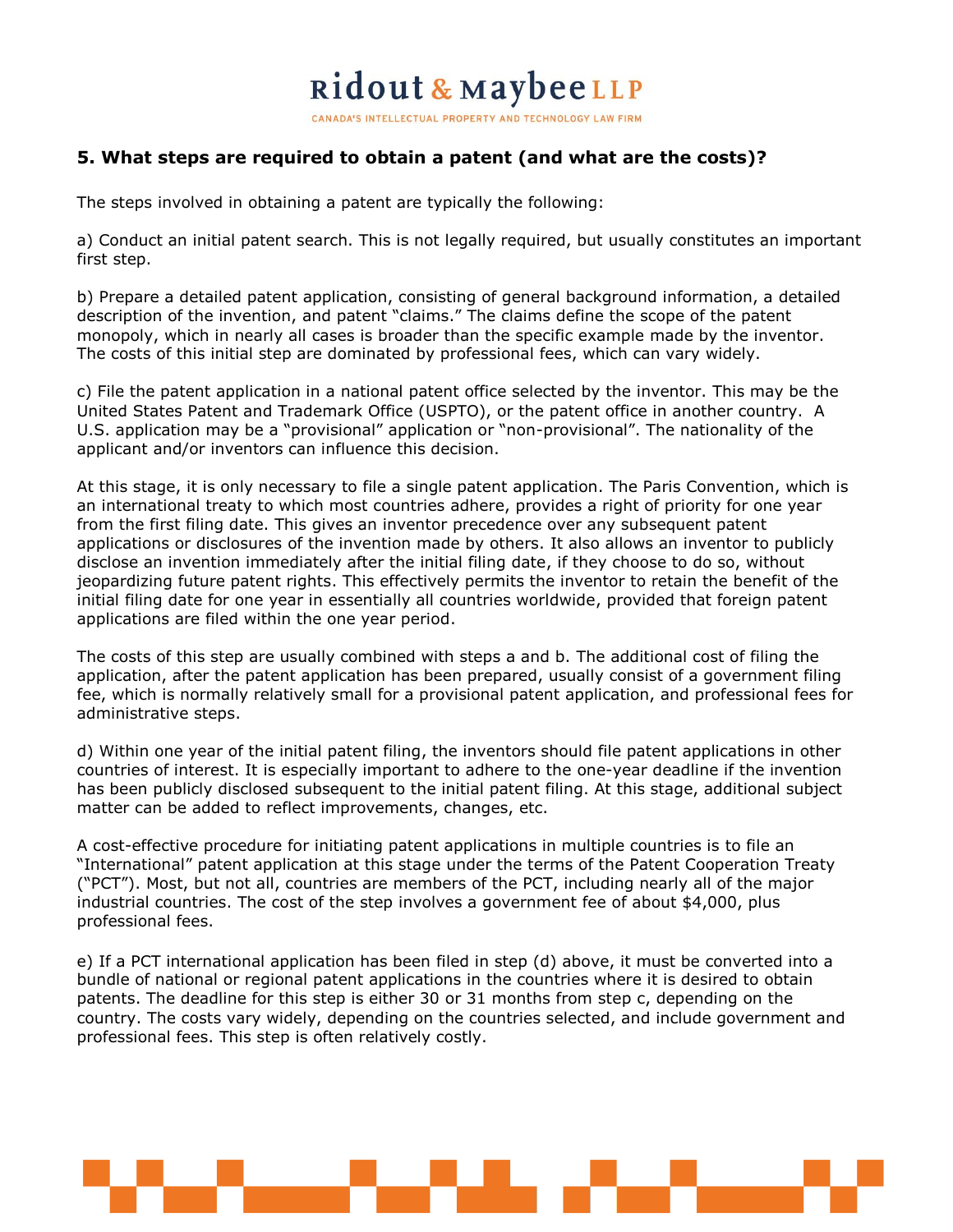## 5. What steps are required to obtain a patent (and what are the costs)?

The steps involved in obtaining a patent are typically the following:

a) Conduct an initial patent search. This is not legally required, but usually constitutes an important first step.

b) Prepare a detailed patent application, consisting of general background information, a detailed description of the invention, and patent "claims." The claims define the scope of the patent monopoly, which in nearly all cases is broader than the specific example made by the inventor. The costs of this initial step are dominated by professional fees, which can vary widely.

c) File the patent application in a national patent office selected by the inventor. This may be the United States Patent and Trademark Office (USPTO), or the patent office in another country. A U.S. application may be a "provisional" application or "non-provisional". The nationality of the applicant and/or inventors can influence this decision.

At this stage, it is only necessary to file a single patent application. The Paris Convention, which is an international treaty to which most countries adhere, provides a right of priority for one year from the first filing date. This gives an inventor precedence over any subsequent patent applications or disclosures of the invention made by others. It also allows an inventor to publicly disclose an invention immediately after the initial filing date, if they choose to do so, without jeopardizing future patent rights. This effectively permits the inventor to retain the benefit of the initial filing date for one year in essentially all countries worldwide, provided that foreign patent applications are filed within the one year period.

The costs of this step are usually combined with steps a and b. The additional cost of filing the application, after the patent application has been prepared, usually consist of a government filing fee, which is normally relatively small for a provisional patent application, and professional fees for administrative steps.

d) Within one year of the initial patent filing, the inventors should file patent applications in other countries of interest. It is especially important to adhere to the one-year deadline if the invention has been publicly disclosed subsequent to the initial patent filing. At this stage, additional subject matter can be added to reflect improvements, changes, etc.

A cost-effective procedure for initiating patent applications in multiple countries is to file an "International" patent application at this stage under the terms of the Patent Cooperation Treaty ("PCT"). Most, but not all, countries are members of the PCT, including nearly all of the major industrial countries. The cost of the step involves a government fee of about $4,000, plus professional fees.

e) If a PCT international application has been filed in step (d) above, it must be converted into a bundle of national or regional patent applications in the countries where it is desired to obtain patents. The deadline for this step is either 30 or 31 months from step c, depending on the country. The costs vary widely, depending on the countries selected, and include government and professional fees. This step is often relatively costly.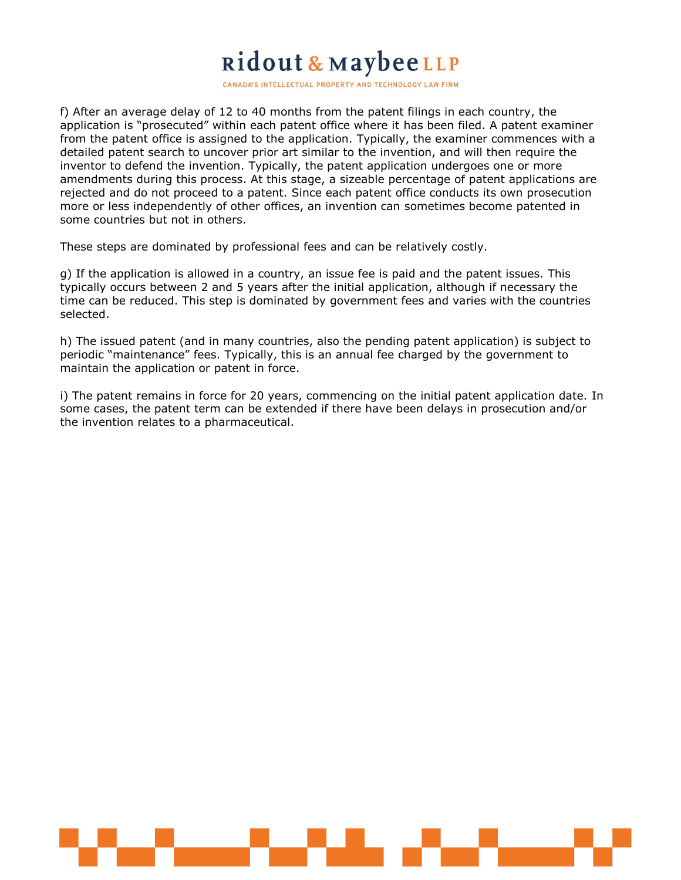f) After an average delay of 12 to 40 months from the patent filings in each country, the application is "prosecuted" within each patent office where it has been filed. A patent examiner from the patent office is assigned to the application. Typically, the examiner commences with a detailed patent search to uncover prior art similar to the invention, and will then require the inventor to defend the invention. Typically, the patent application undergoes one or more amendments during this process. At this stage, a sizeable percentage of patent applications are rejected and do not proceed to a patent. Since each patent office conducts its own prosecution more or less independently of other offices, an invention can sometimes become patented in some countries but not in others.

These steps are dominated by professional fees and can be relatively costly.

g) If the application is allowed in a country, an issue fee is paid and the patent issues. This typically occurs between 2 and 5 years after the initial application, although if necessary the time can be reduced. This step is dominated by government fees and varies with the countries selected.

h) The issued patent (and in many countries, also the pending patent application) is subject to periodic "maintenance" fees. Typically, this is an annual fee charged by the government to maintain the application or patent in force.

i) The patent remains in force for 20 years, commencing on the initial patent application date. In some cases, the patent term can be extended if there have been delays in prosecution and/or the invention relates to a pharmaceutical.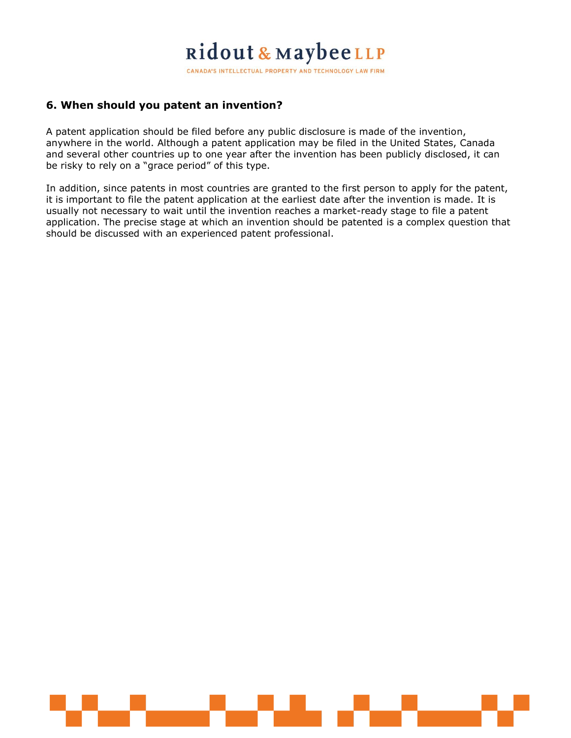## 6. When should you patent an invention?

A patent application should be filed before any public disclosure is made of the invention, anywhere in the world. Although a patent application may be filed in the United States, Canada and several other countries up to one year after the invention has been publicly disclosed, it can be risky to rely on a "grace period" of this type.

In addition, since patents in most countries are granted to the first person to apply for the patent, it is important to file the patent application at the earliest date after the invention is made. It is usually not necessary to wait until the invention reaches a market-ready stage to file a patent application. The precise stage at which an invention should be patented is a complex question that should be discussed with an experienced patent professional.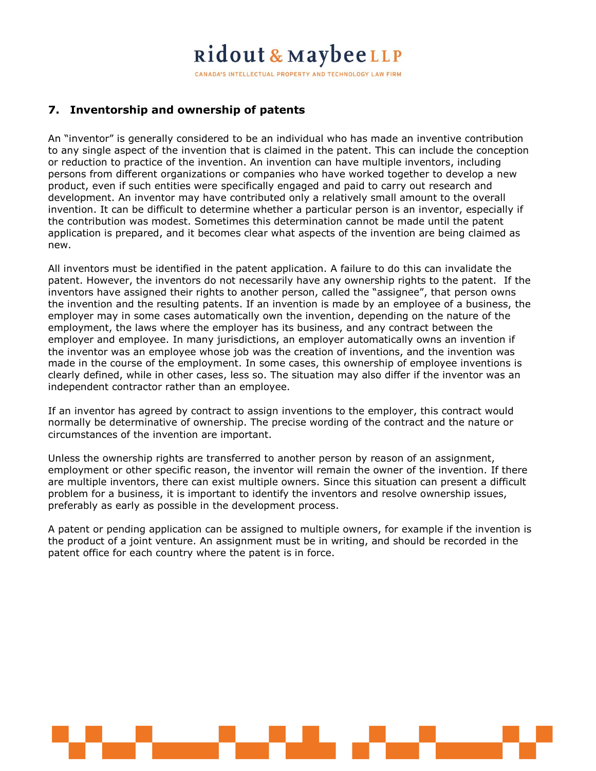## 7. Inventorship and ownership of patents

An "inventor" is generally considered to be an individual who has made an inventive contribution to any single aspect of the invention that is claimed in the patent. This can include the conception or reduction to practice of the invention. An invention can have multiple inventors, including persons from different organizations or companies who have worked together to develop a new product, even if such entities were specifically engaged and paid to carry out research and development. An inventor may have contributed only a relatively small amount to the overall invention. It can be difficult to determine whether a particular person is an inventor, especially if the contribution was modest. Sometimes this determination cannot be made until the patent application is prepared, and it becomes clear what aspects of the invention are being claimed as new.

All inventors must be identified in the patent application. A failure to do this can invalidate the patent. However, the inventors do not necessarily have any ownership rights to the patent. If the inventors have assigned their rights to another person, called the "assignee", that person owns the invention and the resulting patents. If an invention is made by an employee of a business, the employer may in some cases automatically own the invention, depending on the nature of the employment, the laws where the employer has its business, and any contract between the employer and employee. In many jurisdictions, an employer automatically owns an invention if the inventor was an employee whose job was the creation of inventions, and the invention was made in the course of the employment. In some cases, this ownership of employee inventions is clearly defined, while in other cases, less so. The situation may also differ if the inventor was an independent contractor rather than an employee.

If an inventor has agreed by contract to assign inventions to the employer, this contract would normally be determinative of ownership. The precise wording of the contract and the nature or circumstances of the invention are important.

Unless the ownership rights are transferred to another person by reason of an assignment, employment or other specific reason, the inventor will remain the owner of the invention. If there are multiple inventors, there can exist multiple owners. Since this situation can present a difficult problem for a business, it is important to identify the inventors and resolve ownership issues, preferably as early as possible in the development process.

A patent or pending application can be assigned to multiple owners, for example if the invention is the product of a joint venture. An assignment must be in writing, and should be recorded in the patent office for each country where the patent is in force.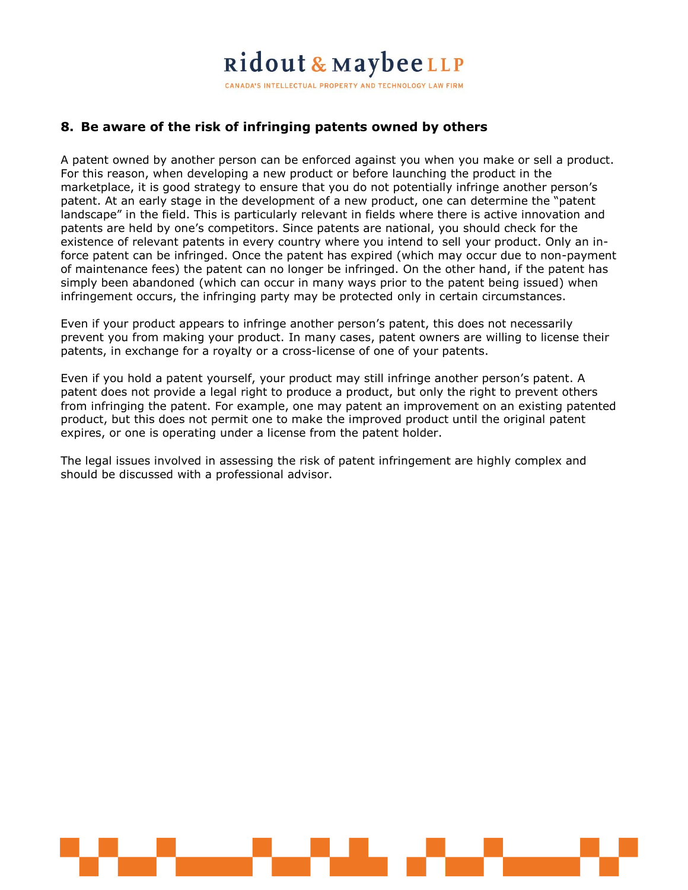## 8. Be aware of the risk of infringing patents owned by others

A patent owned by another person can be enforced against you when you make or sell a product. For this reason, when developing a new product or before launching the product in the marketplace, it is good strategy to ensure that you do not potentially infringe another person's patent. At an early stage in the development of a new product, one can determine the "patent landscape" in the field. This is particularly relevant in fields where there is active innovation and patents are held by one's competitors. Since patents are national, you should check for the existence of relevant patents in every country where you intend to sell your product. Only an in-force patent can be infringed. Once the patent has expired (which may occur due to non-payment of maintenance fees) the patent can no longer be infringed. On the other hand, if the patent has simply been abandoned (which can occur in many ways prior to the patent being issued) when infringement occurs, the infringing party may be protected only in certain circumstances.

Even if your product appears to infringe another person's patent, this does not necessarily prevent you from making your product. In many cases, patent owners are willing to license their patents, in exchange for a royalty or a cross-license of one of your patents.

Even if you hold a patent yourself, your product may still infringe another person's patent. A patent does not provide a legal right to produce a product, but only the right to prevent others from infringing the patent. For example, one may patent an improvement on an existing patented product, but this does not permit one to make the improved product until the original patent expires, or one is operating under a license from the patent holder.

The legal issues involved in assessing the risk of patent infringement are highly complex and should be discussed with a professional advisor.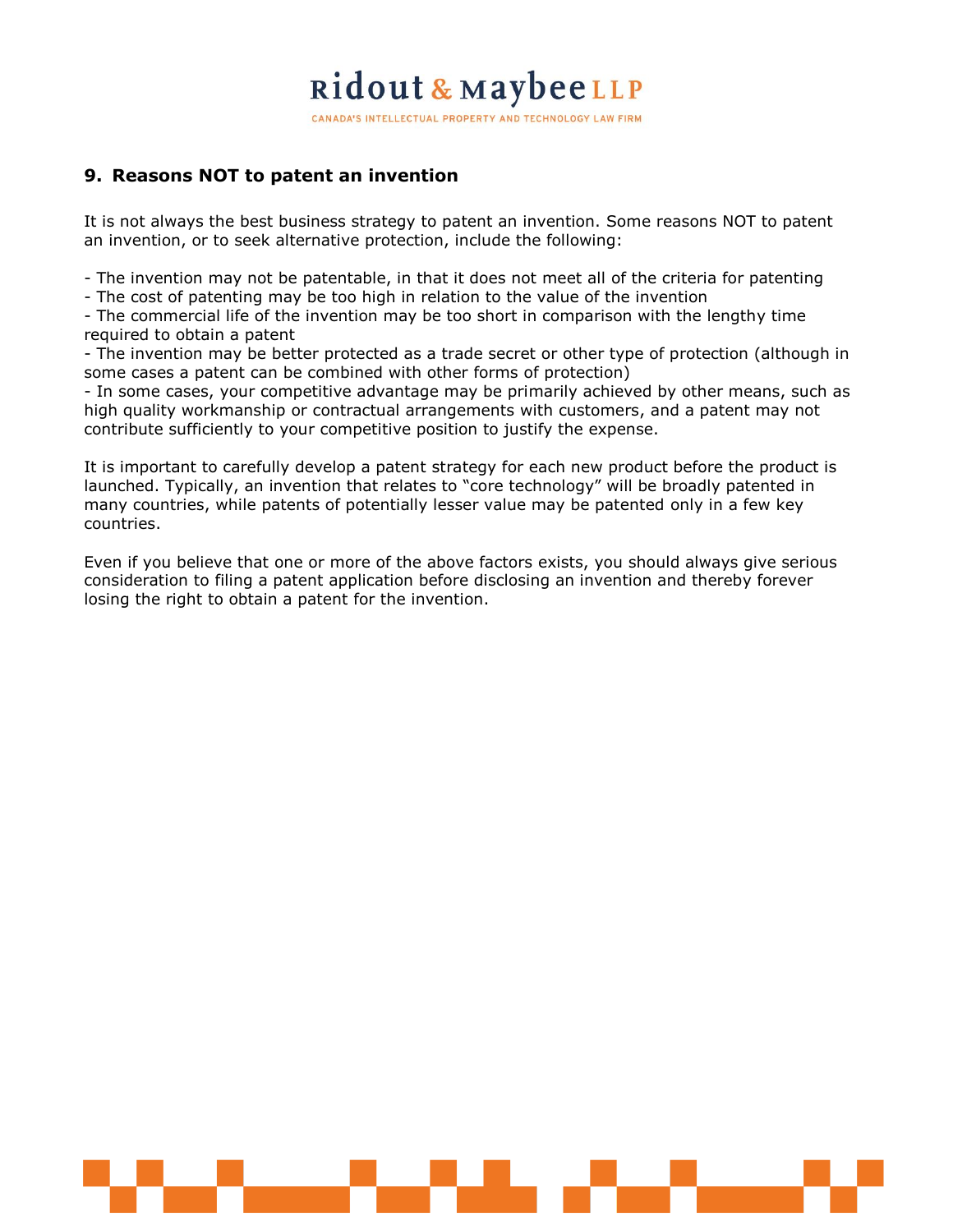## 9. Reasons NOT to patent an invention

It is not always the best business strategy to patent an invention. Some reasons NOT to patent an invention, or to seek alternative protection, include the following:

- The invention may not be patentable, in that it does not meet all of the criteria for patenting
- The cost of patenting may be too high in relation to the value of the invention
- The commercial life of the invention may be too short in comparison with the lengthy time required to obtain a patent
- The invention may be better protected as a trade secret or other type of protection (although in some cases a patent can be combined with other forms of protection)
- In some cases, your competitive advantage may be primarily achieved by other means, such as high quality workmanship or contractual arrangements with customers, and a patent may not contribute sufficiently to your competitive position to justify the expense.

It is important to carefully develop a patent strategy for each new product before the product is launched. Typically, an invention that relates to "core technology" will be broadly patented in many countries, while patents of potentially lesser value may be patented only in a few key countries.

Even if you believe that one or more of the above factors exists, you should always give serious consideration to filing a patent application before disclosing an invention and thereby forever losing the right to obtain a patent for the invention.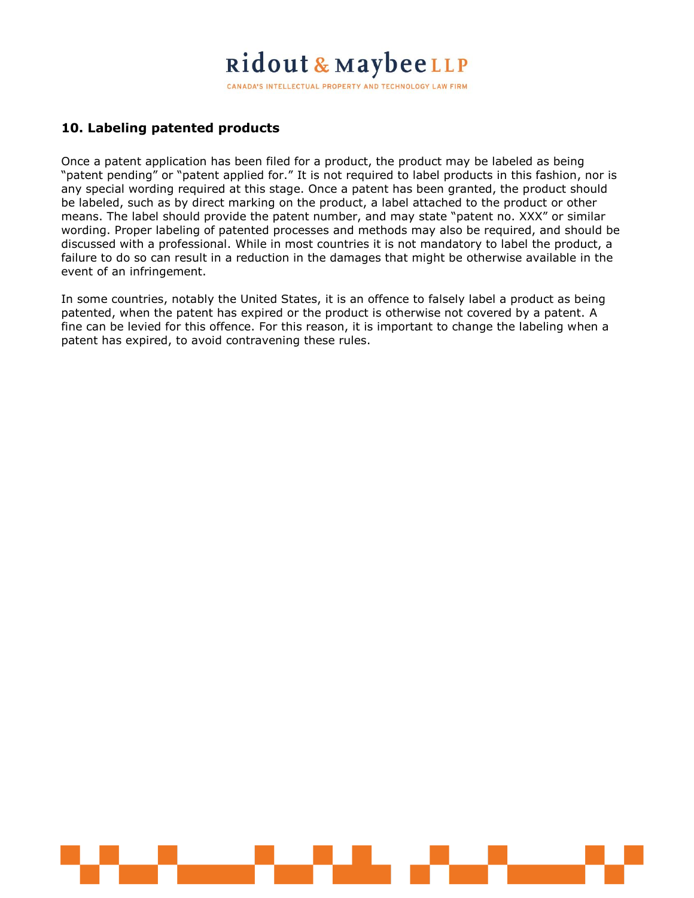## 10. Labeling patented products

Once a patent application has been filed for a product, the product may be labeled as being "patent pending" or "patent applied for." It is not required to label products in this fashion, nor is any special wording required at this stage. Once a patent has been granted, the product should be labeled, such as by direct marking on the product, a label attached to the product or other means. The label should provide the patent number, and may state "patent no. XXX" or similar wording. Proper labeling of patented processes and methods may also be required, and should be discussed with a professional. While in most countries it is not mandatory to label the product, a failure to do so can result in a reduction in the damages that might be otherwise available in the event of an infringement.

In some countries, notably the United States, it is an offence to falsely label a product as being patented, when the patent has expired or the product is otherwise not covered by a patent. A fine can be levied for this offence. For this reason, it is important to change the labeling when a patent has expired, to avoid contravening these rules.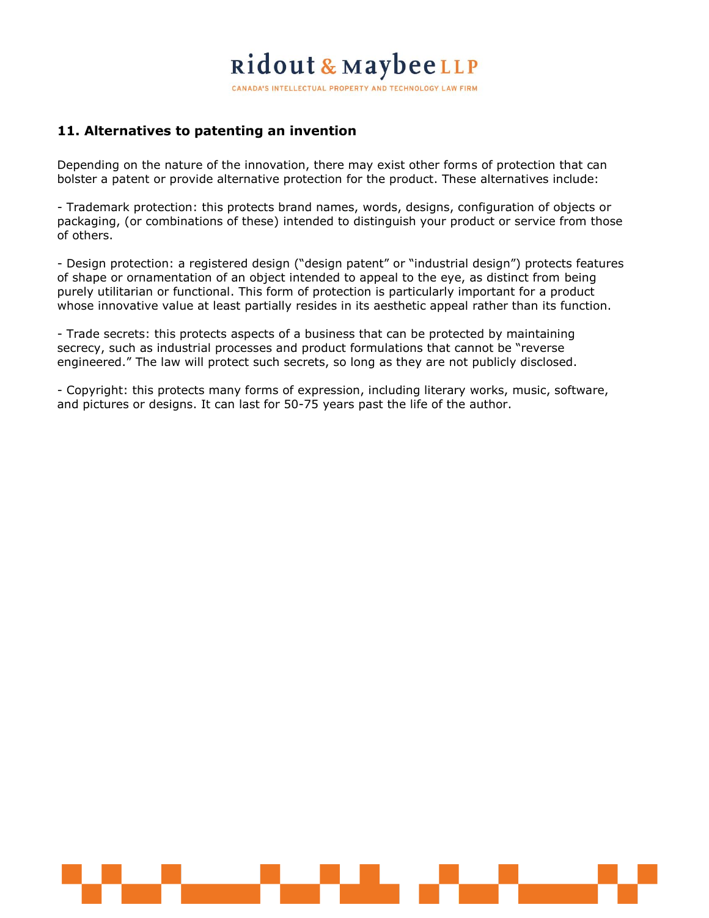## 11. Alternatives to patenting an invention

Depending on the nature of the innovation, there may exist other forms of protection that can bolster a patent or provide alternative protection for the product. These alternatives include:

- Trademark protection: this protects brand names, words, designs, configuration of objects or packaging, (or combinations of these) intended to distinguish your product or service from those of others.

- Design protection: a registered design ("design patent" or "industrial design") protects features of shape or ornamentation of an object intended to appeal to the eye, as distinct from being purely utilitarian or functional. This form of protection is particularly important for a product whose innovative value at least partially resides in its aesthetic appeal rather than its function.

- Trade secrets: this protects aspects of a business that can be protected by maintaining secrecy, such as industrial processes and product formulations that cannot be "reverse engineered." The law will protect such secrets, so long as they are not publicly disclosed.

- Copyright: this protects many forms of expression, including literary works, music, software, and pictures or designs. It can last for 50-75 years past the life of the author.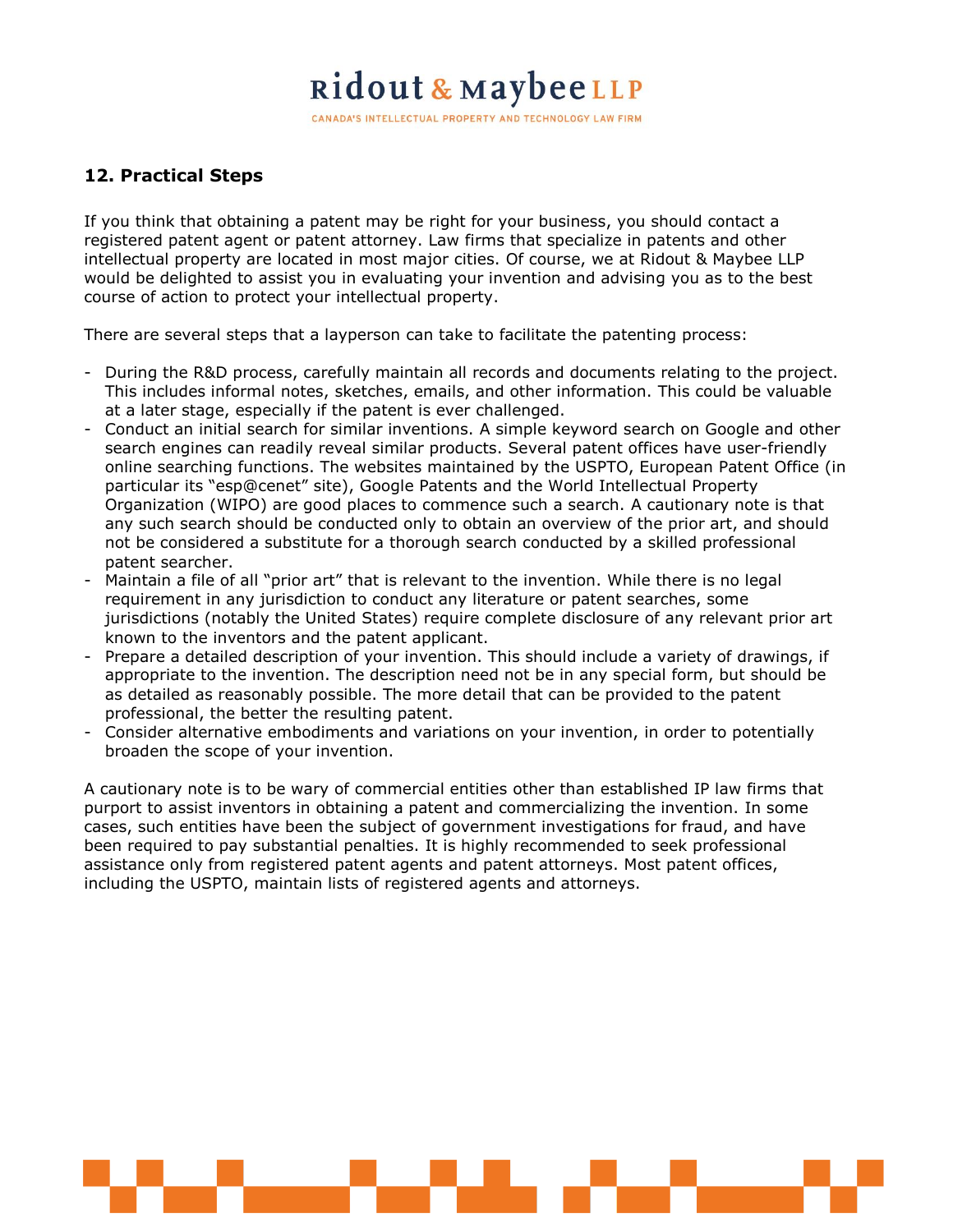## 12. Practical Steps

If you think that obtaining a patent may be right for your business, you should contact a registered patent agent or patent attorney. Law firms that specialize in patents and other intellectual property are located in most major cities. Of course, we at Ridout & Maybee LLP would be delighted to assist you in evaluating your invention and advising you as to the best course of action to protect your intellectual property.

There are several steps that a layperson can take to facilitate the patenting process:

- During the R&D process, carefully maintain all records and documents relating to the project. This includes informal notes, sketches, emails, and other information. This could be valuable at a later stage, especially if the patent is ever challenged.
- Conduct an initial search for similar inventions. A simple keyword search on Google and other search engines can readily reveal similar products. Several patent offices have user-friendly online searching functions. The websites maintained by the USPTO, European Patent Office (in particular its "esp@cenet" site), Google Patents and the World Intellectual Property Organization (WIPO) are good places to commence such a search. A cautionary note is that any such search should be conducted only to obtain an overview of the prior art, and should not be considered a substitute for a thorough search conducted by a skilled professional patent searcher.
- Maintain a file of all "prior art" that is relevant to the invention. While there is no legal requirement in any jurisdiction to conduct any literature or patent searches, some jurisdictions (notably the United States) require complete disclosure of any relevant prior art known to the inventors and the patent applicant.
- Prepare a detailed description of your invention. This should include a variety of drawings, if appropriate to the invention. The description need not be in any special form, but should be as detailed as reasonably possible. The more detail that can be provided to the patent professional, the better the resulting patent.
- Consider alternative embodiments and variations on your invention, in order to potentially broaden the scope of your invention.

A cautionary note is to be wary of commercial entities other than established IP law firms that purport to assist inventors in obtaining a patent and commercializing the invention. In some cases, such entities have been the subject of government investigations for fraud, and have been required to pay substantial penalties. It is highly recommended to seek professional assistance only from registered patent agents and patent attorneys. Most patent offices, including the USPTO, maintain lists of registered agents and attorneys.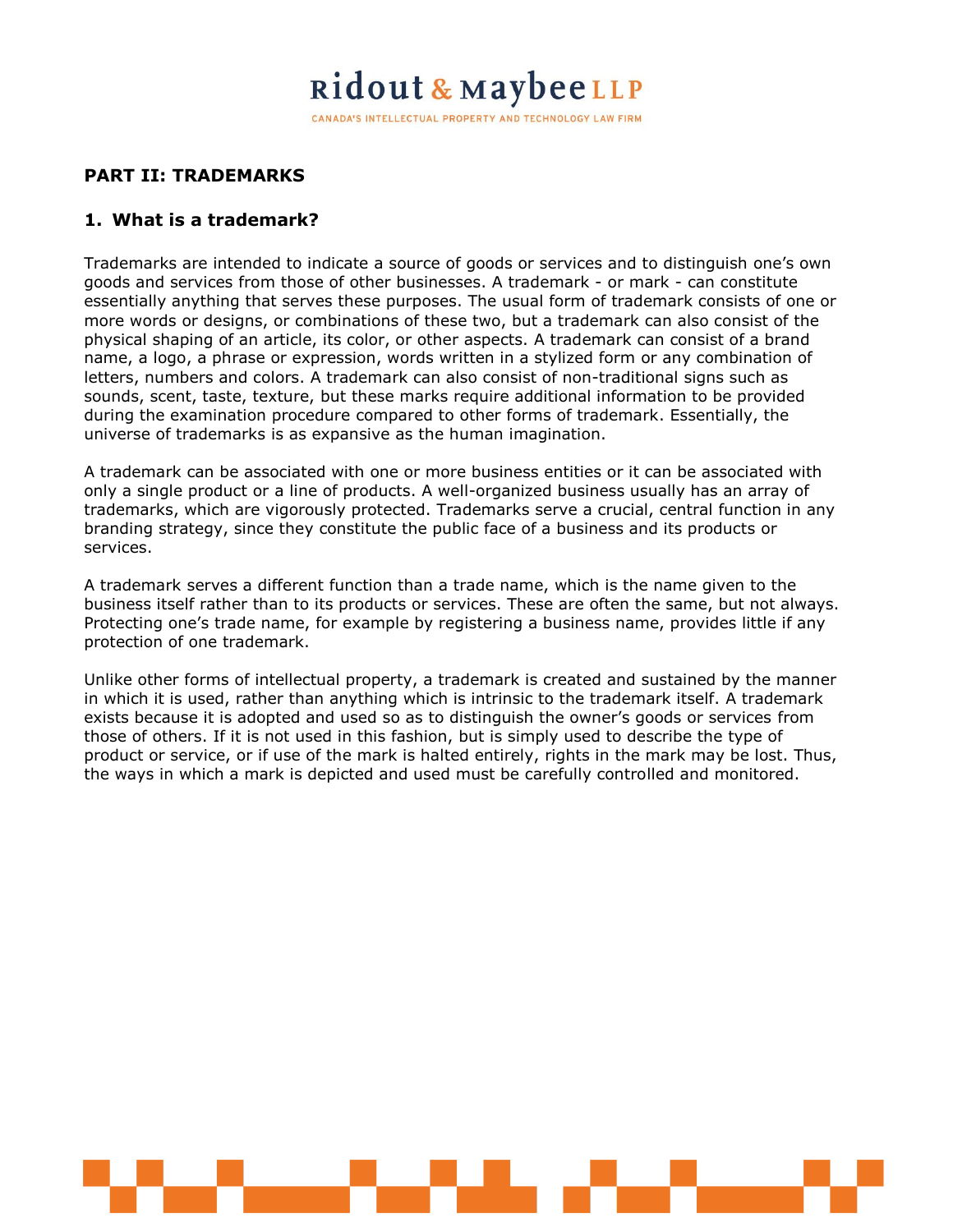## PART II: TRADEMARKS

### 1. What is a trademark?

Trademarks are intended to indicate a source of goods or services and to distinguish one's own goods and services from those of other businesses. A trademark - or mark - can constitute essentially anything that serves these purposes. The usual form of trademark consists of one or more words or designs, or combinations of these two, but a trademark can also consist of the physical shaping of an article, its color, or other aspects. A trademark can consist of a brand name, a logo, a phrase or expression, words written in a stylized form or any combination of letters, numbers and colors. A trademark can also consist of non-traditional signs such as sounds, scent, taste, texture, but these marks require additional information to be provided during the examination procedure compared to other forms of trademark. Essentially, the universe of trademarks is as expansive as the human imagination.

A trademark can be associated with one or more business entities or it can be associated with only a single product or a line of products. A well-organized business usually has an array of trademarks, which are vigorously protected. Trademarks serve a crucial, central function in any branding strategy, since they constitute the public face of a business and its products or services.

A trademark serves a different function than a trade name, which is the name given to the business itself rather than to its products or services. These are often the same, but not always. Protecting one's trade name, for example by registering a business name, provides little if any protection of one trademark.

Unlike other forms of intellectual property, a trademark is created and sustained by the manner in which it is used, rather than anything which is intrinsic to the trademark itself. A trademark exists because it is adopted and used so as to distinguish the owner's goods or services from those of others. If it is not used in this fashion, but is simply used to describe the type of product or service, or if use of the mark is halted entirely, rights in the mark may be lost. Thus, the ways in which a mark is depicted and used must be carefully controlled and monitored.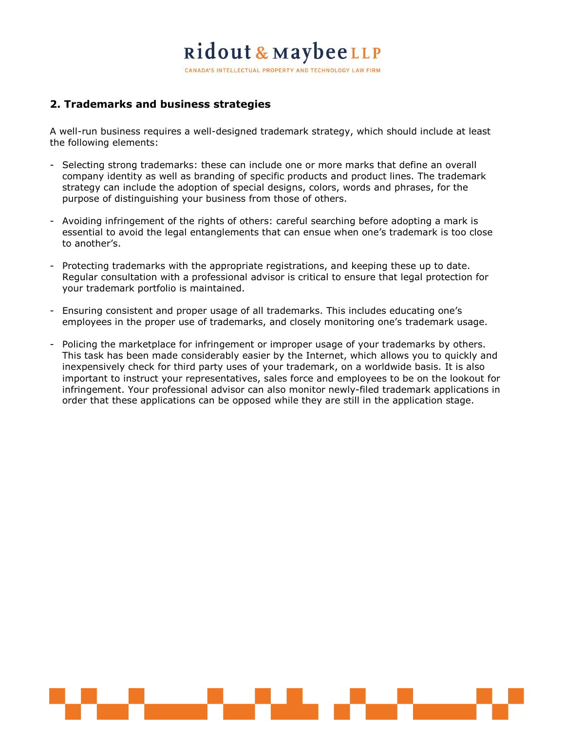## 2. Trademarks and business strategies

A well-run business requires a well-designed trademark strategy, which should include at least the following elements:

- Selecting strong trademarks: these can include one or more marks that define an overall company identity as well as branding of specific products and product lines. The trademark strategy can include the adoption of special designs, colors, words and phrases, for the purpose of distinguishing your business from those of others.

- Avoiding infringement of the rights of others: careful searching before adopting a mark is essential to avoid the legal entanglements that can ensue when one's trademark is too close to another's.

- Protecting trademarks with the appropriate registrations, and keeping these up to date. Regular consultation with a professional advisor is critical to ensure that legal protection for your trademark portfolio is maintained.

- Ensuring consistent and proper usage of all trademarks. This includes educating one's employees in the proper use of trademarks, and closely monitoring one's trademark usage.

- Policing the marketplace for infringement or improper usage of your trademarks by others. This task has been made considerably easier by the Internet, which allows you to quickly and inexpensively check for third party uses of your trademark, on a worldwide basis. It is also important to instruct your representatives, sales force and employees to be on the lookout for infringement. Your professional advisor can also monitor newly-filed trademark applications in order that these applications can be opposed while they are still in the application stage.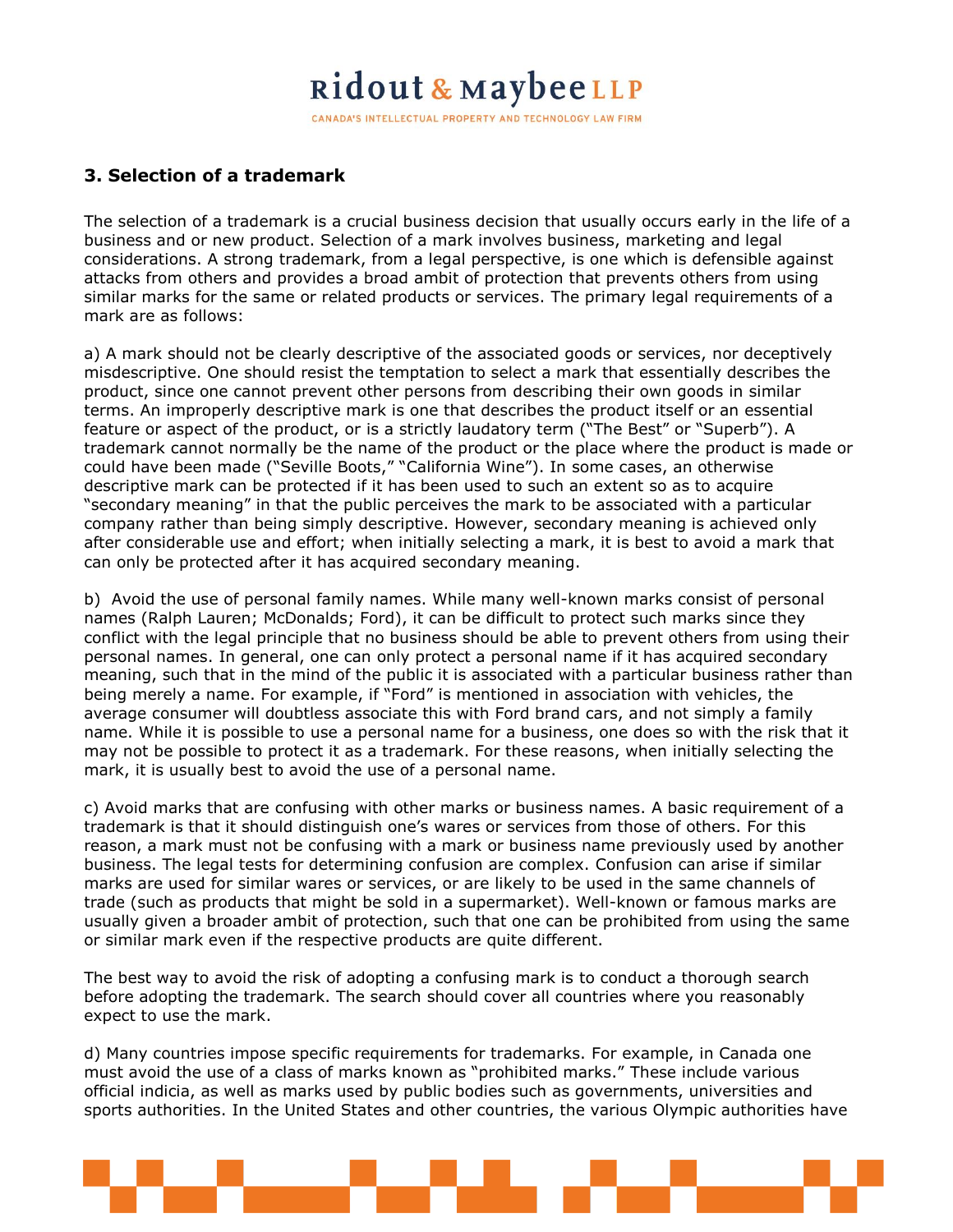## 3. Selection of a trademark

The selection of a trademark is a crucial business decision that usually occurs early in the life of a business and or new product. Selection of a mark involves business, marketing and legal considerations. A strong trademark, from a legal perspective, is one which is defensible against attacks from others and provides a broad ambit of protection that prevents others from using similar marks for the same or related products or services. The primary legal requirements of a mark are as follows:

a) A mark should not be clearly descriptive of the associated goods or services, nor deceptively misdescriptive. One should resist the temptation to select a mark that essentially describes the product, since one cannot prevent other persons from describing their own goods in similar terms. An improperly descriptive mark is one that describes the product itself or an essential feature or aspect of the product, or is a strictly laudatory term ("The Best" or "Superb"). A trademark cannot normally be the name of the product or the place where the product is made or could have been made ("Seville Boots," "California Wine"). In some cases, an otherwise descriptive mark can be protected if it has been used to such an extent so as to acquire "secondary meaning" in that the public perceives the mark to be associated with a particular company rather than being simply descriptive. However, secondary meaning is achieved only after considerable use and effort; when initially selecting a mark, it is best to avoid a mark that can only be protected after it has acquired secondary meaning.

b) Avoid the use of personal family names. While many well-known marks consist of personal names (Ralph Lauren; McDonalds; Ford), it can be difficult to protect such marks since they conflict with the legal principle that no business should be able to prevent others from using their personal names. In general, one can only protect a personal name if it has acquired secondary meaning, such that in the mind of the public it is associated with a particular business rather than being merely a name. For example, if "Ford" is mentioned in association with vehicles, the average consumer will doubtless associate this with Ford brand cars, and not simply a family name. While it is possible to use a personal name for a business, one does so with the risk that it may not be possible to protect it as a trademark. For these reasons, when initially selecting the mark, it is usually best to avoid the use of a personal name.

c) Avoid marks that are confusing with other marks or business names. A basic requirement of a trademark is that it should distinguish one's wares or services from those of others. For this reason, a mark must not be confusing with a mark or business name previously used by another business. The legal tests for determining confusion are complex. Confusion can arise if similar marks are used for similar wares or services, or are likely to be used in the same channels of trade (such as products that might be sold in a supermarket). Well-known or famous marks are usually given a broader ambit of protection, such that one can be prohibited from using the same or similar mark even if the respective products are quite different.

The best way to avoid the risk of adopting a confusing mark is to conduct a thorough search before adopting the trademark. The search should cover all countries where you reasonably expect to use the mark.

d) Many countries impose specific requirements for trademarks. For example, in Canada one must avoid the use of a class of marks known as "prohibited marks." These include various official indicia, as well as marks used by public bodies such as governments, universities and sports authorities. In the United States and other countries, the various Olympic authorities have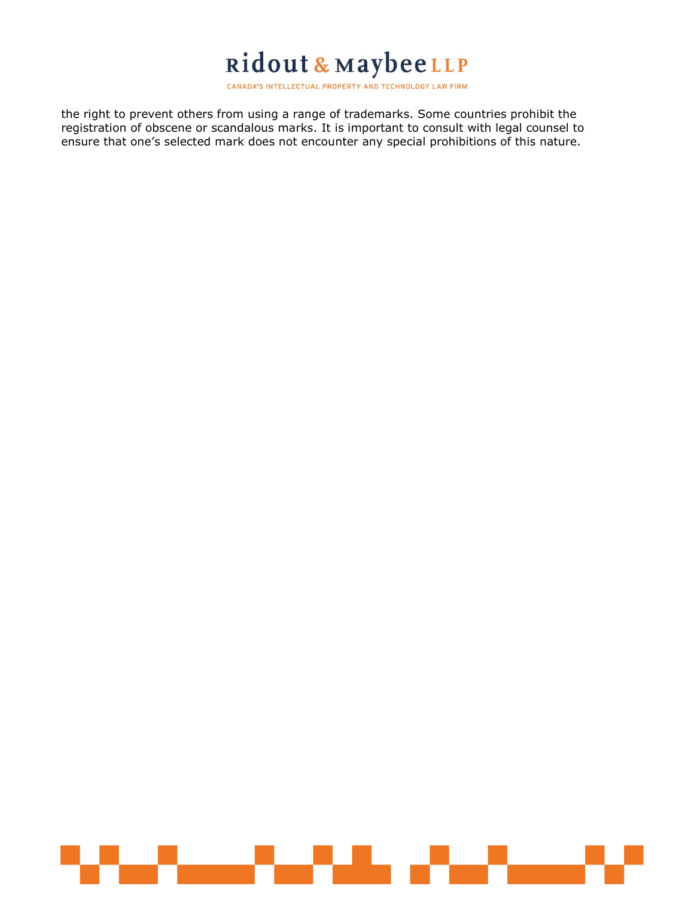the right to prevent others from using a range of trademarks. Some countries prohibit the registration of obscene or scandalous marks. It is important to consult with legal counsel to ensure that one's selected mark does not encounter any special prohibitions of this nature.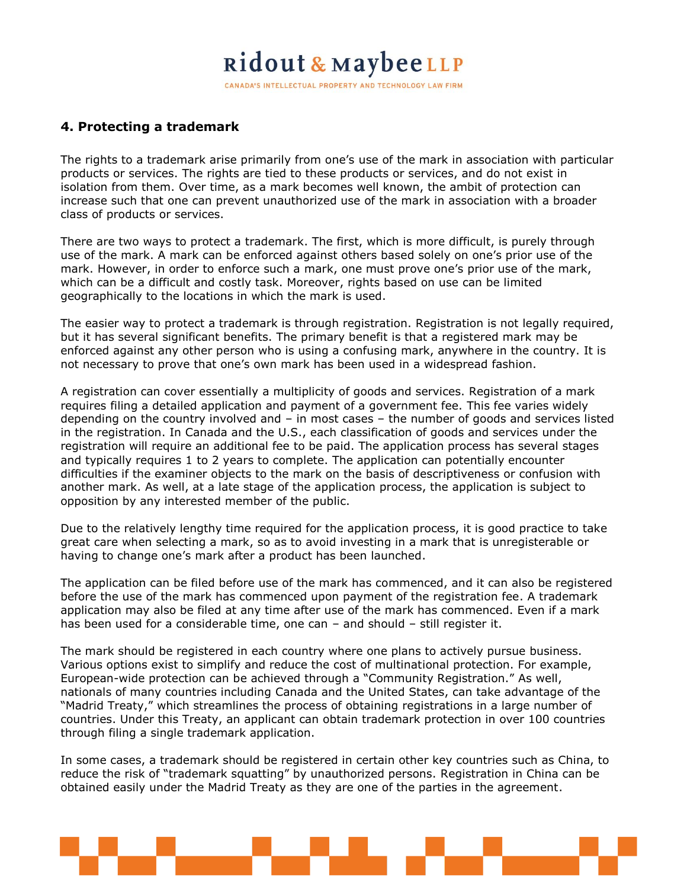## 4. Protecting a trademark

The rights to a trademark arise primarily from one's use of the mark in association with particular products or services. The rights are tied to these products or services, and do not exist in isolation from them. Over time, as a mark becomes well known, the ambit of protection can increase such that one can prevent unauthorized use of the mark in association with a broader class of products or services.

There are two ways to protect a trademark. The first, which is more difficult, is purely through use of the mark. A mark can be enforced against others based solely on one's prior use of the mark. However, in order to enforce such a mark, one must prove one's prior use of the mark, which can be a difficult and costly task. Moreover, rights based on use can be limited geographically to the locations in which the mark is used.

The easier way to protect a trademark is through registration. Registration is not legally required, but it has several significant benefits. The primary benefit is that a registered mark may be enforced against any other person who is using a confusing mark, anywhere in the country. It is not necessary to prove that one's own mark has been used in a widespread fashion.

A registration can cover essentially a multiplicity of goods and services. Registration of a mark requires filing a detailed application and payment of a government fee. This fee varies widely depending on the country involved and – in most cases – the number of goods and services listed in the registration. In Canada and the U.S., each classification of goods and services under the registration will require an additional fee to be paid. The application process has several stages and typically requires 1 to 2 years to complete. The application can potentially encounter difficulties if the examiner objects to the mark on the basis of descriptiveness or confusion with another mark. As well, at a late stage of the application process, the application is subject to opposition by any interested member of the public.

Due to the relatively lengthy time required for the application process, it is good practice to take great care when selecting a mark, so as to avoid investing in a mark that is unregisterable or having to change one's mark after a product has been launched.

The application can be filed before use of the mark has commenced, and it can also be registered before the use of the mark has commenced upon payment of the registration fee. A trademark application may also be filed at any time after use of the mark has commenced. Even if a mark has been used for a considerable time, one can – and should – still register it.

The mark should be registered in each country where one plans to actively pursue business. Various options exist to simplify and reduce the cost of multinational protection. For example, European-wide protection can be achieved through a "Community Registration." As well, nationals of many countries including Canada and the United States, can take advantage of the "Madrid Treaty," which streamlines the process of obtaining registrations in a large number of countries. Under this Treaty, an applicant can obtain trademark protection in over 100 countries through filing a single trademark application.

In some cases, a trademark should be registered in certain other key countries such as China, to reduce the risk of "trademark squatting" by unauthorized persons. Registration in China can be obtained easily under the Madrid Treaty as they are one of the parties in the agreement.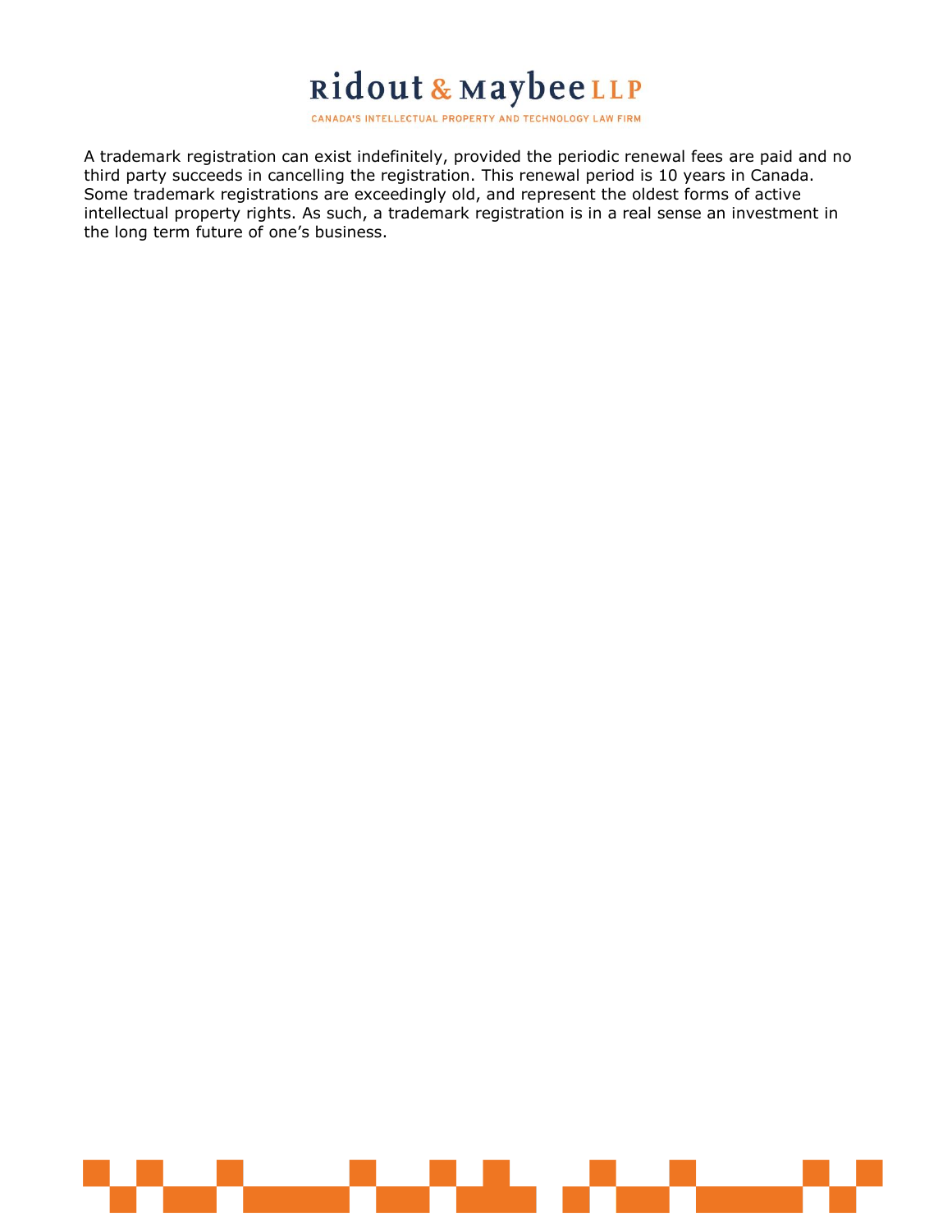A trademark registration can exist indefinitely, provided the periodic renewal fees are paid and no third party succeeds in cancelling the registration. This renewal period is 10 years in Canada. Some trademark registrations are exceedingly old, and represent the oldest forms of active intellectual property rights. As such, a trademark registration is in a real sense an investment in the long term future of one's business.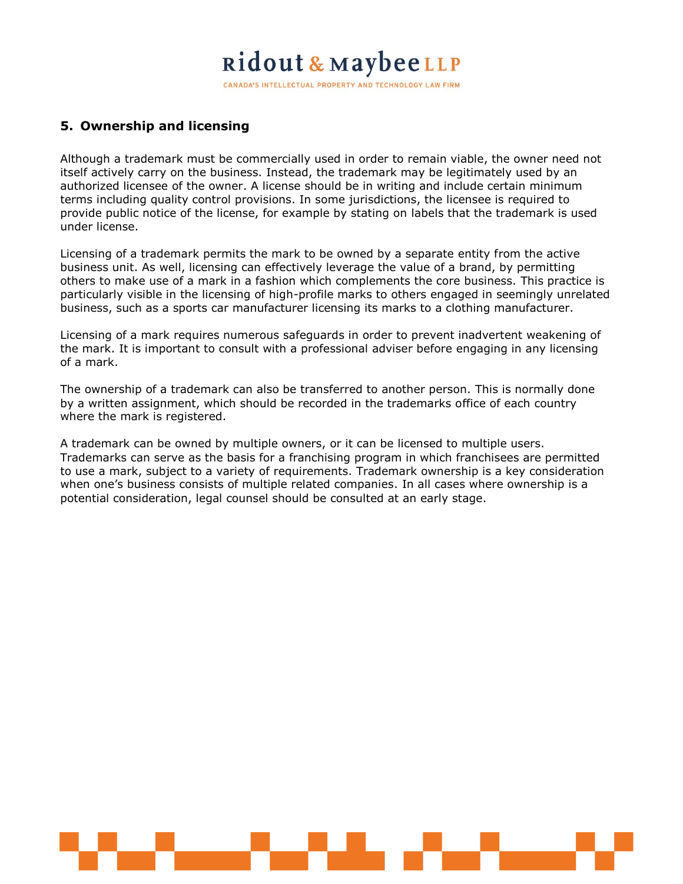## 5. Ownership and licensing

Although a trademark must be commercially used in order to remain viable, the owner need not itself actively carry on the business. Instead, the trademark may be legitimately used by an authorized licensee of the owner. A license should be in writing and include certain minimum terms including quality control provisions. In some jurisdictions, the licensee is required to provide public notice of the license, for example by stating on labels that the trademark is used under license.

Licensing of a trademark permits the mark to be owned by a separate entity from the active business unit. As well, licensing can effectively leverage the value of a brand, by permitting others to make use of a mark in a fashion which complements the core business. This practice is particularly visible in the licensing of high-profile marks to others engaged in seemingly unrelated business, such as a sports car manufacturer licensing its marks to a clothing manufacturer.

Licensing of a mark requires numerous safeguards in order to prevent inadvertent weakening of the mark. It is important to consult with a professional adviser before engaging in any licensing of a mark.

The ownership of a trademark can also be transferred to another person. This is normally done by a written assignment, which should be recorded in the trademarks office of each country where the mark is registered.

A trademark can be owned by multiple owners, or it can be licensed to multiple users. Trademarks can serve as the basis for a franchising program in which franchisees are permitted to use a mark, subject to a variety of requirements. Trademark ownership is a key consideration when one's business consists of multiple related companies. In all cases where ownership is a potential consideration, legal counsel should be consulted at an early stage.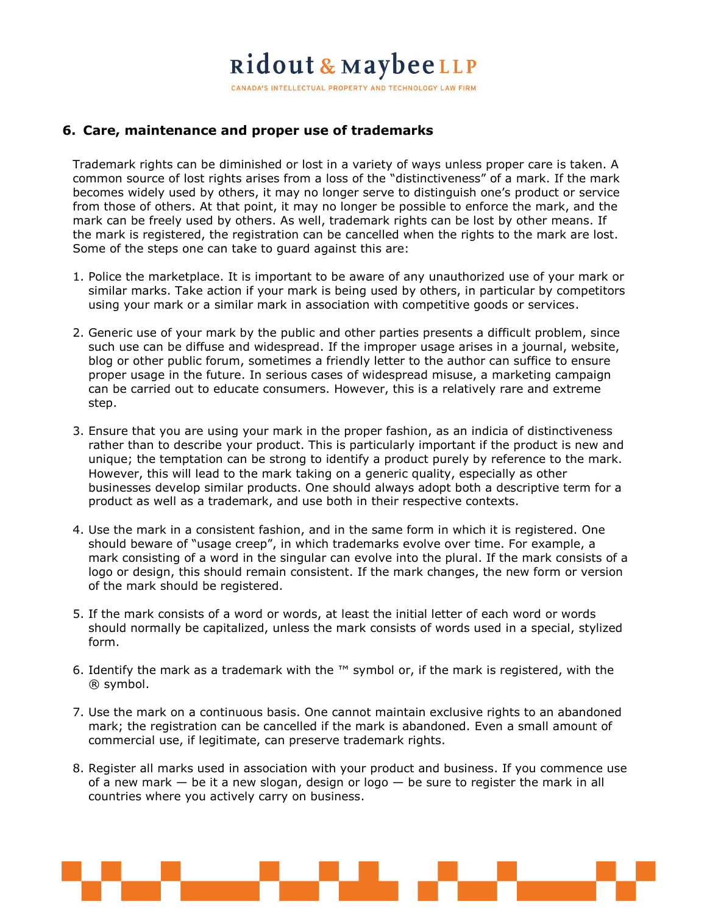## 6. Care, maintenance and proper use of trademarks

Trademark rights can be diminished or lost in a variety of ways unless proper care is taken. A common source of lost rights arises from a loss of the “distinctiveness” of a mark. If the mark becomes widely used by others, it may no longer serve to distinguish one’s product or service from those of others. At that point, it may no longer be possible to enforce the mark, and the mark can be freely used by others. As well, trademark rights can be lost by other means. If the mark is registered, the registration can be cancelled when the rights to the mark are lost. Some of the steps one can take to guard against this are:

1. Police the marketplace. It is important to be aware of any unauthorized use of your mark or similar marks. Take action if your mark is being used by others, in particular by competitors using your mark or a similar mark in association with competitive goods or services.

2. Generic use of your mark by the public and other parties presents a difficult problem, since such use can be diffuse and widespread. If the improper usage arises in a journal, website, blog or other public forum, sometimes a friendly letter to the author can suffice to ensure proper usage in the future. In serious cases of widespread misuse, a marketing campaign can be carried out to educate consumers. However, this is a relatively rare and extreme step.

3. Ensure that you are using your mark in the proper fashion, as an indicia of distinctiveness rather than to describe your product. This is particularly important if the product is new and unique; the temptation can be strong to identify a product purely by reference to the mark. However, this will lead to the mark taking on a generic quality, especially as other businesses develop similar products. One should always adopt both a descriptive term for a product as well as a trademark, and use both in their respective contexts.

4. Use the mark in a consistent fashion, and in the same form in which it is registered. One should beware of “usage creep”, in which trademarks evolve over time. For example, a mark consisting of a word in the singular can evolve into the plural. If the mark consists of a logo or design, this should remain consistent. If the mark changes, the new form or version of the mark should be registered.

5. If the mark consists of a word or words, at least the initial letter of each word or words should normally be capitalized, unless the mark consists of words used in a special, stylized form.

6. Identify the mark as a trademark with the ™ symbol or, if the mark is registered, with the ® symbol.

7. Use the mark on a continuous basis. One cannot maintain exclusive rights to an abandoned mark; the registration can be cancelled if the mark is abandoned. Even a small amount of commercial use, if legitimate, can preserve trademark rights.

8. Register all marks used in association with your product and business. If you commence use of a new mark — be it a new slogan, design or logo — be sure to register the mark in all countries where you actively carry on business.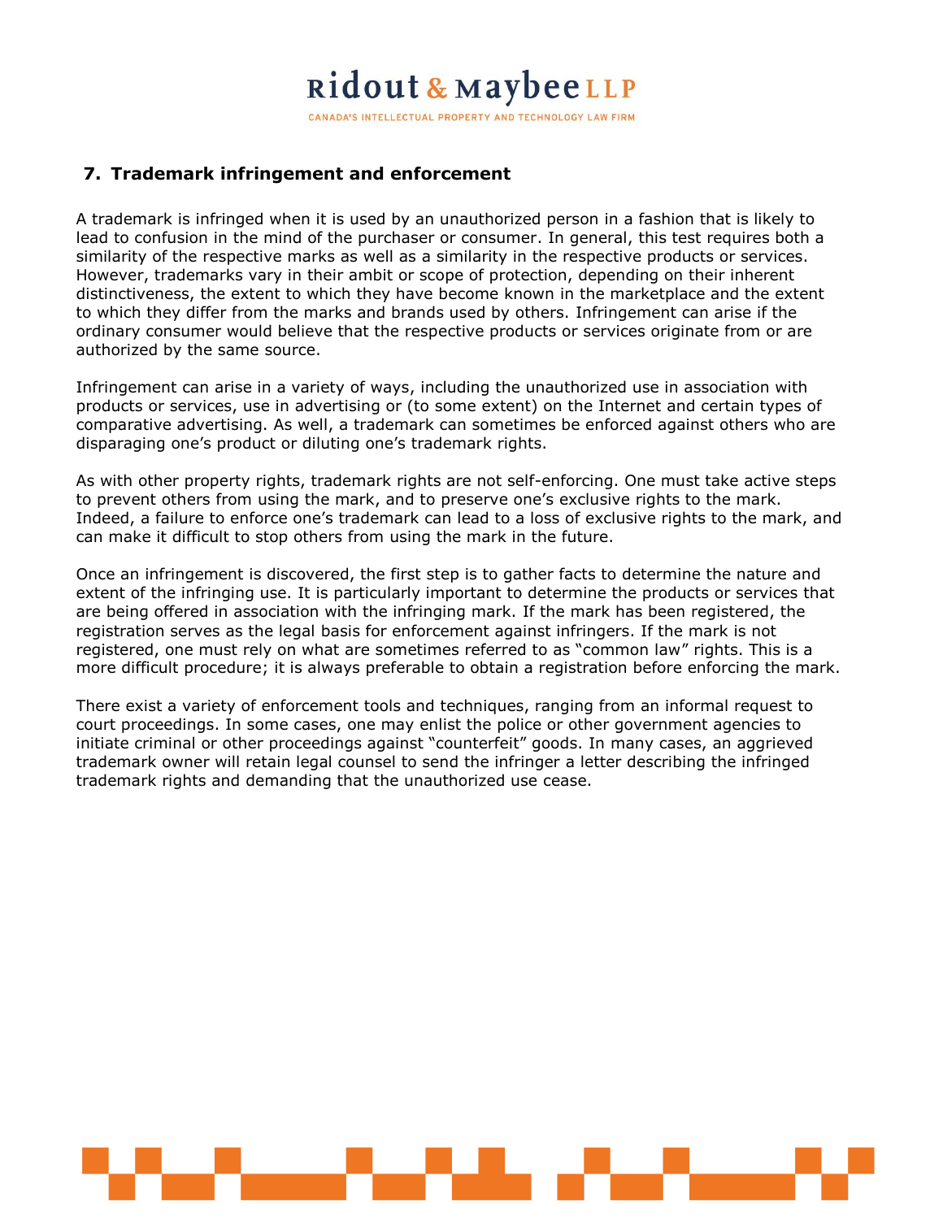## 7. Trademark infringement and enforcement

A trademark is infringed when it is used by an unauthorized person in a fashion that is likely to lead to confusion in the mind of the purchaser or consumer. In general, this test requires both a similarity of the respective marks as well as a similarity in the respective products or services. However, trademarks vary in their ambit or scope of protection, depending on their inherent distinctiveness, the extent to which they have become known in the marketplace and the extent to which they differ from the marks and brands used by others. Infringement can arise if the ordinary consumer would believe that the respective products or services originate from or are authorized by the same source.

Infringement can arise in a variety of ways, including the unauthorized use in association with products or services, use in advertising or (to some extent) on the Internet and certain types of comparative advertising. As well, a trademark can sometimes be enforced against others who are disparaging one's product or diluting one's trademark rights.

As with other property rights, trademark rights are not self-enforcing. One must take active steps to prevent others from using the mark, and to preserve one's exclusive rights to the mark. Indeed, a failure to enforce one's trademark can lead to a loss of exclusive rights to the mark, and can make it difficult to stop others from using the mark in the future.

Once an infringement is discovered, the first step is to gather facts to determine the nature and extent of the infringing use. It is particularly important to determine the products or services that are being offered in association with the infringing mark. If the mark has been registered, the registration serves as the legal basis for enforcement against infringers. If the mark is not registered, one must rely on what are sometimes referred to as "common law" rights. This is a more difficult procedure; it is always preferable to obtain a registration before enforcing the mark.

There exist a variety of enforcement tools and techniques, ranging from an informal request to court proceedings. In some cases, one may enlist the police or other government agencies to initiate criminal or other proceedings against "counterfeit" goods. In many cases, an aggrieved trademark owner will retain legal counsel to send the infringer a letter describing the infringed trademark rights and demanding that the unauthorized use cease.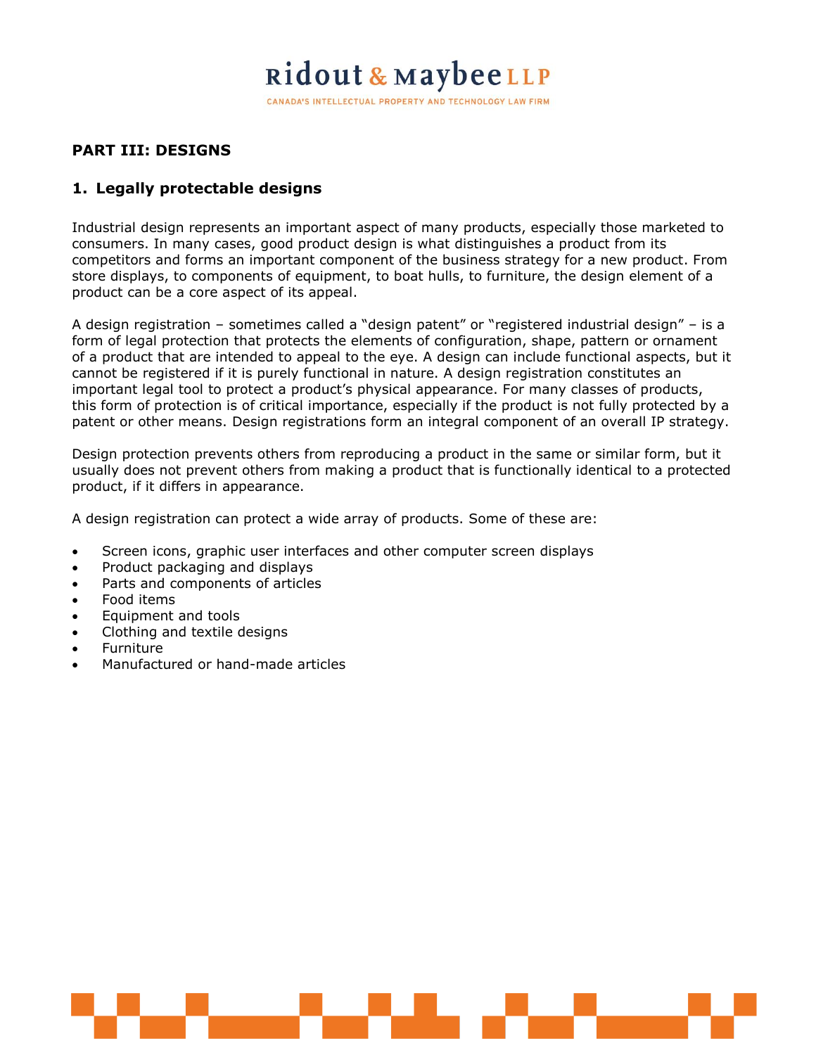# PART III: DESIGNS

## 1. Legally protectable designs

Industrial design represents an important aspect of many products, especially those marketed to consumers. In many cases, good product design is what distinguishes a product from its competitors and forms an important component of the business strategy for a new product. From store displays, to components of equipment, to boat hulls, to furniture, the design element of a product can be a core aspect of its appeal.

A design registration – sometimes called a "design patent" or "registered industrial design" – is a form of legal protection that protects the elements of configuration, shape, pattern or ornament of a product that are intended to appeal to the eye. A design can include functional aspects, but it cannot be registered if it is purely functional in nature. A design registration constitutes an important legal tool to protect a product's physical appearance. For many classes of products, this form of protection is of critical importance, especially if the product is not fully protected by a patent or other means. Design registrations form an integral component of an overall IP strategy.

Design protection prevents others from reproducing a product in the same or similar form, but it usually does not prevent others from making a product that is functionally identical to a protected product, if it differs in appearance.

A design registration can protect a wide array of products. Some of these are:

- Screen icons, graphic user interfaces and other computer screen displays
- Product packaging and displays
- Parts and components of articles
- Food items
- Equipment and tools
- Clothing and textile designs
- Furniture
- Manufactured or hand-made articles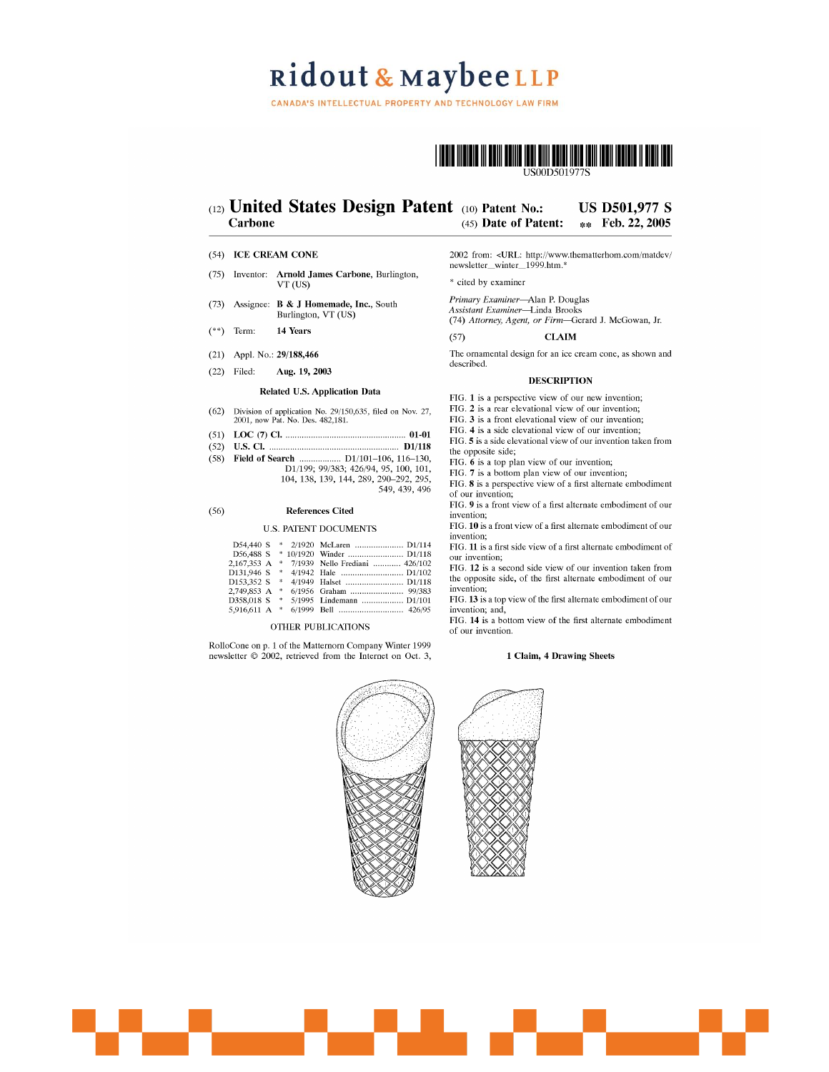**Ridout & Maybee LLP**

CANADA'S INTELLECTUAL PROPERTY AND TECHNOLOGY LAW FIRM

US00D501977S

(12) **United States Design Patent**
**Carbone**

(10) **Patent No.:** **US D501,977 S**
(45) **Date of Patent:** ** **Feb. 22, 2005**

(54) **ICE CREAM CONE**

(75) Inventor: **Arnold James Carbone**, Burlington, VT (US)

(73) Assignee: **B & J Homemade, Inc.**, South Burlington, VT (US)

(**) Term: **14 Years**

(21) Appl. No.: **29/188,466**

(22) Filed: **Aug. 19, 2003**

**Related U.S. Application Data**

(62) Division of application No. 29/150,635, filed on Nov. 27, 2001, now Pat. No. Des. 482,181.

(51) **LOC (7) Cl.** .................................................. **01-01**

(52) **U.S. Cl.** ........................................................ **D1/118**

(58) **Field of Search** .................. D1/101–106, 116–130, D1/199; 99/383; 426/94, 95, 100, 101, 104, 138, 139, 144, 289, 290–292, 295, 549, 439, 496

(56) **References Cited**

U.S. PATENT DOCUMENTS

| | | | | |
|---|---|---|---|---|
| D54,440 S | * | 2/1920 | McLaren | D1/114 |
| D56,488 S | * | 10/1920 | Winder | D1/118 |
| 2,167,353 A | * | 7/1939 | Nello Frediani | 426/102 |
| D131,946 S | * | 4/1942 | Hale | D1/102 |
| D153,352 S | * | 4/1949 | Halset | D1/118 |
| 2,749,853 A | * | 6/1956 | Graham | 99/383 |
| D358,018 S | * | 5/1995 | Lindemann | D1/101 |
| 5,916,611 A | * | 6/1999 | Bell | 426/95 |

OTHER PUBLICATIONS

RolloCone on p. 1 of the Matternorn Company Winter 1999 newsletter © 2002, retrieved from the Internet on Oct. 3, 2002 from: <URL: http://www.thematterhom.com/matdev/newsletter_winter_1999.htm.*

* cited by examiner

*Primary Examiner*—Alan P. Douglas
*Assistant Examiner*—Linda Brooks
(74) *Attorney, Agent, or Firm*—Gerard J. McGowan, Jr.

(57) **CLAIM**

The ornamental design for an ice cream cone, as shown and described.

**DESCRIPTION**

FIG. **1** is a perspective view of our new invention;
FIG. **2** is a rear elevational view of our invention;
FIG. **3** is a front elevational view of our invention;
FIG. **4** is a side elevational view of our invention;
FIG. **5** is a side elevational view of our invention taken from the opposite side;
FIG. **6** is a top plan view of our invention;
FIG. **7** is a bottom plan view of our invention;
FIG. **8** is a perspective view of a first alternate embodiment of our invention;
FIG. **9** is a front view of a first alternate embodiment of our invention;
FIG. **10** is a front view of a first alternate embodiment of our invention;
FIG. **11** is a first side view of a first alternate embodiment of our invention;
FIG. **12** is a second side view of our invention taken from the opposite side, of the first alternate embodiment of our invention;
FIG. **13** is a top view of the first alternate embodiment of our invention; and,
FIG. **14** is a bottom view of the first alternate embodiment of our invention.

**1 Claim, 4 Drawing Sheets**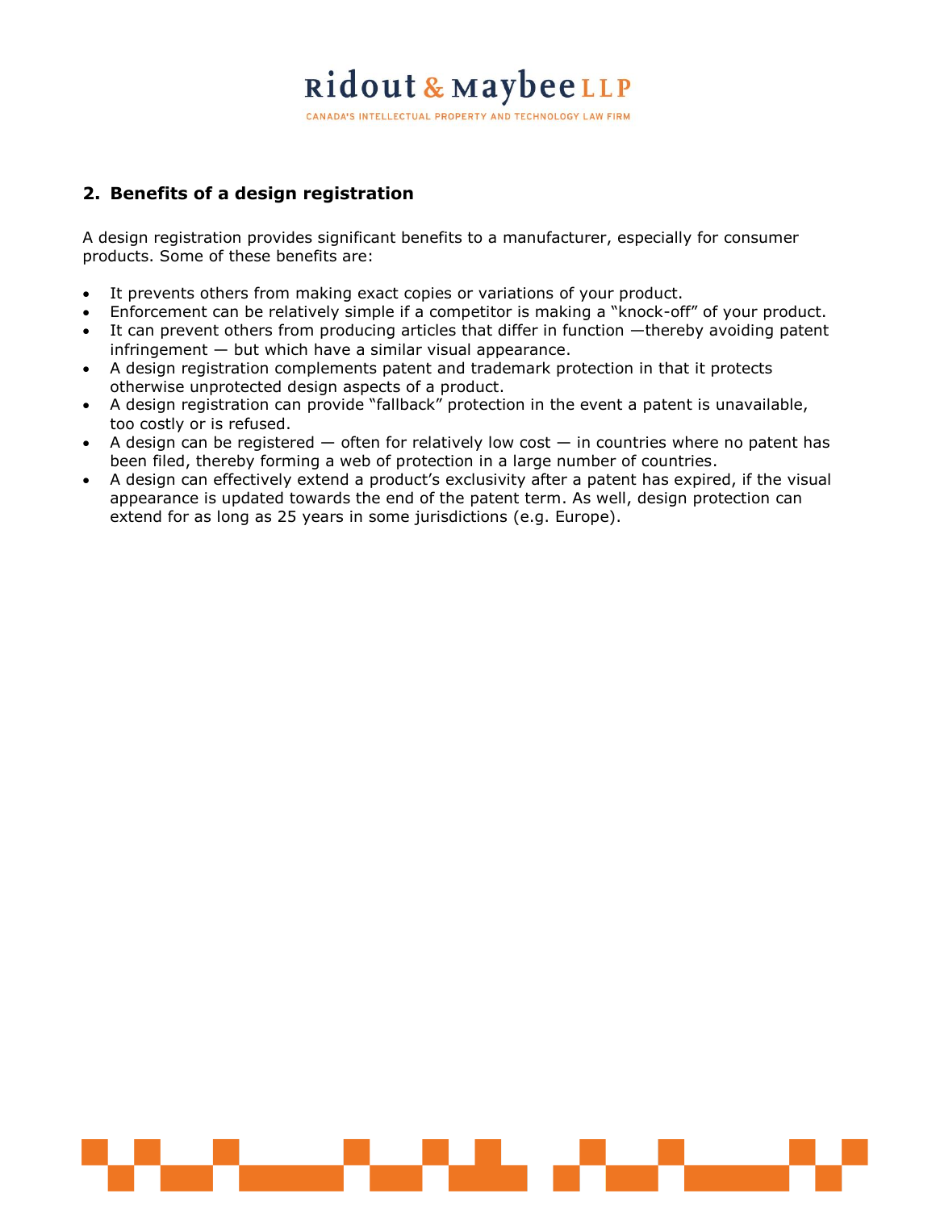## 2. Benefits of a design registration

A design registration provides significant benefits to a manufacturer, especially for consumer products. Some of these benefits are:

- It prevents others from making exact copies or variations of your product.
- Enforcement can be relatively simple if a competitor is making a "knock-off" of your product.
- It can prevent others from producing articles that differ in function —thereby avoiding patent infringement — but which have a similar visual appearance.
- A design registration complements patent and trademark protection in that it protects otherwise unprotected design aspects of a product.
- A design registration can provide "fallback" protection in the event a patent is unavailable, too costly or is refused.
- A design can be registered — often for relatively low cost — in countries where no patent has been filed, thereby forming a web of protection in a large number of countries.
- A design can effectively extend a product's exclusivity after a patent has expired, if the visual appearance is updated towards the end of the patent term. As well, design protection can extend for as long as 25 years in some jurisdictions (e.g. Europe).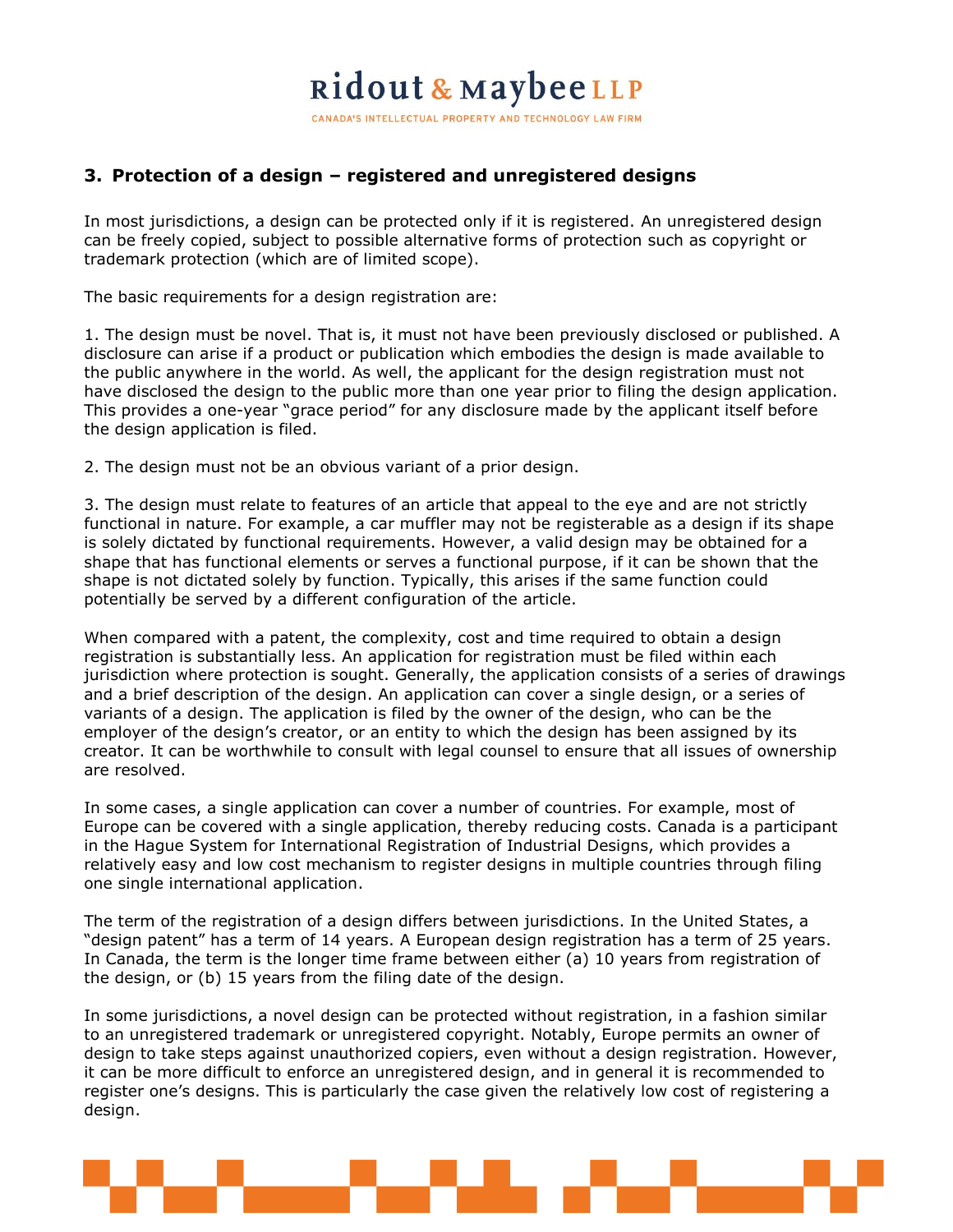## 3. Protection of a design – registered and unregistered designs

In most jurisdictions, a design can be protected only if it is registered. An unregistered design can be freely copied, subject to possible alternative forms of protection such as copyright or trademark protection (which are of limited scope).

The basic requirements for a design registration are:

1. The design must be novel. That is, it must not have been previously disclosed or published. A disclosure can arise if a product or publication which embodies the design is made available to the public anywhere in the world. As well, the applicant for the design registration must not have disclosed the design to the public more than one year prior to filing the design application. This provides a one-year "grace period" for any disclosure made by the applicant itself before the design application is filed.

2. The design must not be an obvious variant of a prior design.

3. The design must relate to features of an article that appeal to the eye and are not strictly functional in nature. For example, a car muffler may not be registerable as a design if its shape is solely dictated by functional requirements. However, a valid design may be obtained for a shape that has functional elements or serves a functional purpose, if it can be shown that the shape is not dictated solely by function. Typically, this arises if the same function could potentially be served by a different configuration of the article.

When compared with a patent, the complexity, cost and time required to obtain a design registration is substantially less. An application for registration must be filed within each jurisdiction where protection is sought. Generally, the application consists of a series of drawings and a brief description of the design. An application can cover a single design, or a series of variants of a design. The application is filed by the owner of the design, who can be the employer of the design's creator, or an entity to which the design has been assigned by its creator. It can be worthwhile to consult with legal counsel to ensure that all issues of ownership are resolved.

In some cases, a single application can cover a number of countries. For example, most of Europe can be covered with a single application, thereby reducing costs. Canada is a participant in the Hague System for International Registration of Industrial Designs, which provides a relatively easy and low cost mechanism to register designs in multiple countries through filing one single international application.

The term of the registration of a design differs between jurisdictions. In the United States, a "design patent" has a term of 14 years. A European design registration has a term of 25 years. In Canada, the term is the longer time frame between either (a) 10 years from registration of the design, or (b) 15 years from the filing date of the design.

In some jurisdictions, a novel design can be protected without registration, in a fashion similar to an unregistered trademark or unregistered copyright. Notably, Europe permits an owner of design to take steps against unauthorized copiers, even without a design registration. However, it can be more difficult to enforce an unregistered design, and in general it is recommended to register one's designs. This is particularly the case given the relatively low cost of registering a design.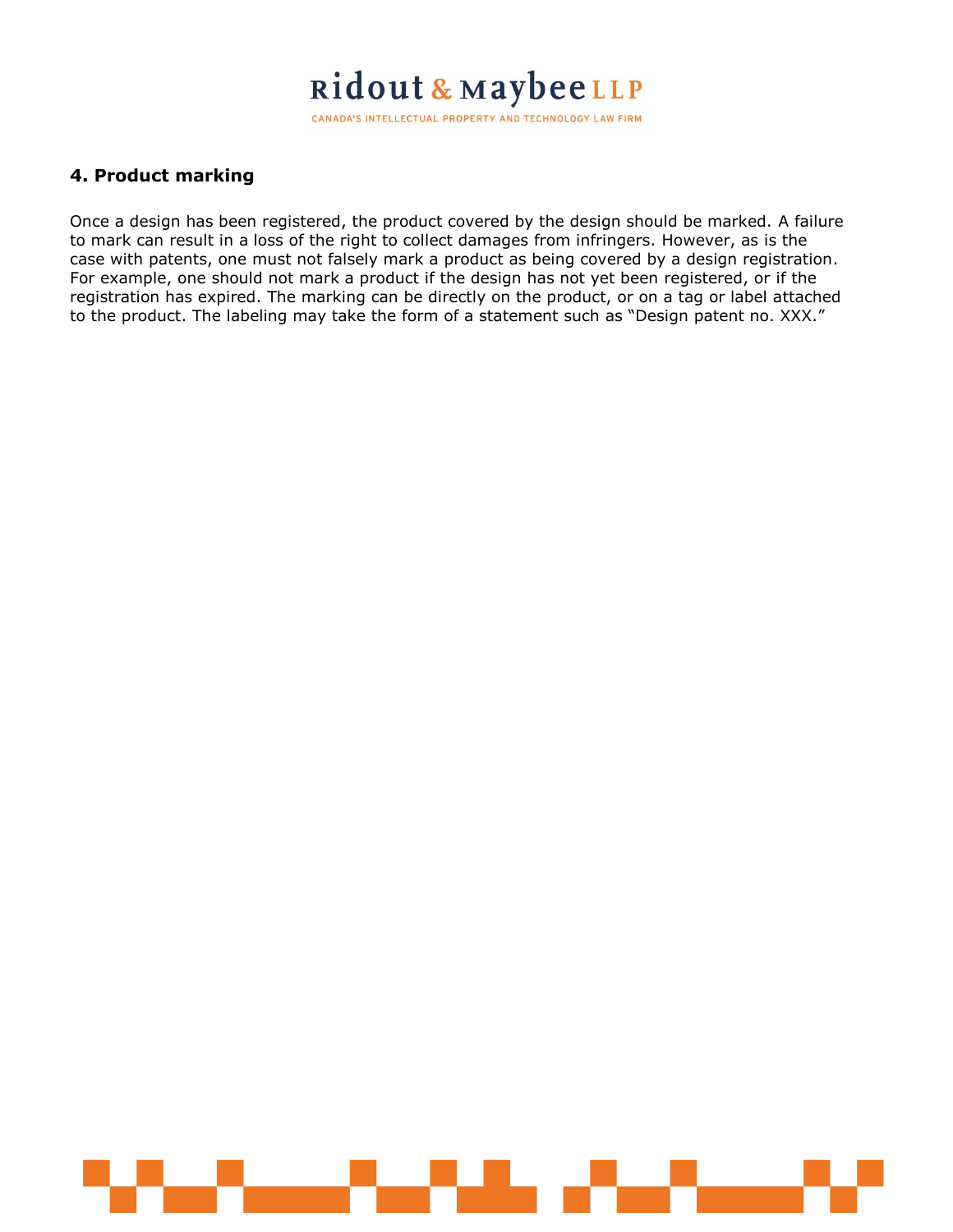## 4. Product marking

Once a design has been registered, the product covered by the design should be marked. A failure to mark can result in a loss of the right to collect damages from infringers. However, as is the case with patents, one must not falsely mark a product as being covered by a design registration. For example, one should not mark a product if the design has not yet been registered, or if the registration has expired. The marking can be directly on the product, or on a tag or label attached to the product. The labeling may take the form of a statement such as "Design patent no. XXX."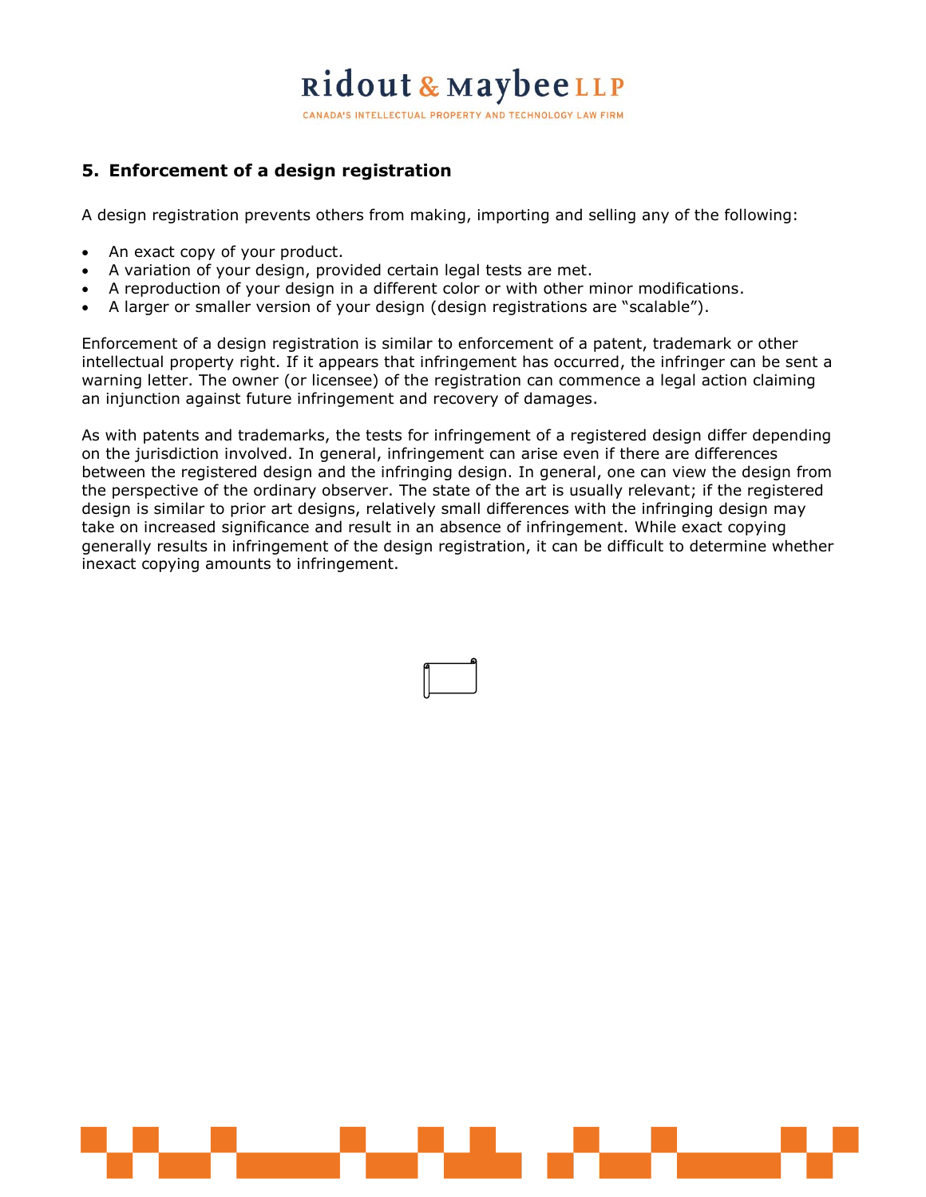## 5. Enforcement of a design registration

A design registration prevents others from making, importing and selling any of the following:

- An exact copy of your product.
- A variation of your design, provided certain legal tests are met.
- A reproduction of your design in a different color or with other minor modifications.
- A larger or smaller version of your design (design registrations are "scalable").

Enforcement of a design registration is similar to enforcement of a patent, trademark or other intellectual property right. If it appears that infringement has occurred, the infringer can be sent a warning letter. The owner (or licensee) of the registration can commence a legal action claiming an injunction against future infringement and recovery of damages.

As with patents and trademarks, the tests for infringement of a registered design differ depending on the jurisdiction involved. In general, infringement can arise even if there are differences between the registered design and the infringing design. In general, one can view the design from the perspective of the ordinary observer. The state of the art is usually relevant; if the registered design is similar to prior art designs, relatively small differences with the infringing design may take on increased significance and result in an absence of infringement. While exact copying generally results in infringement of the design registration, it can be difficult to determine whether inexact copying amounts to infringement.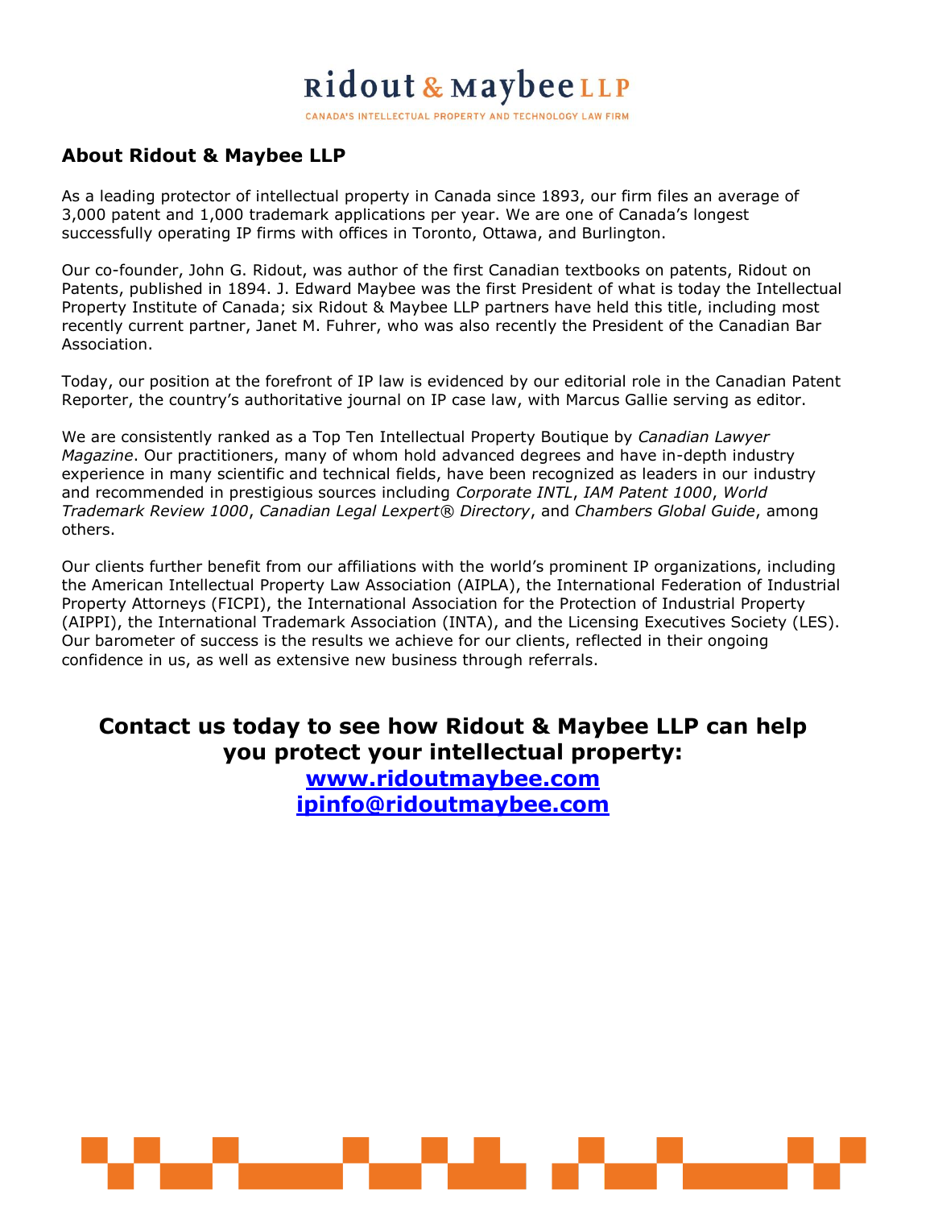Ridout & Maybee LLP

CANADA'S INTELLECTUAL PROPERTY AND TECHNOLOGY LAW FIRM

## About Ridout & Maybee LLP

As a leading protector of intellectual property in Canada since 1893, our firm files an average of 3,000 patent and 1,000 trademark applications per year. We are one of Canada's longest successfully operating IP firms with offices in Toronto, Ottawa, and Burlington.

Our co-founder, John G. Ridout, was author of the first Canadian textbooks on patents, Ridout on Patents, published in 1894. J. Edward Maybee was the first President of what is today the Intellectual Property Institute of Canada; six Ridout & Maybee LLP partners have held this title, including most recently current partner, Janet M. Fuhrer, who was also recently the President of the Canadian Bar Association.

Today, our position at the forefront of IP law is evidenced by our editorial role in the Canadian Patent Reporter, the country's authoritative journal on IP case law, with Marcus Gallie serving as editor.

We are consistently ranked as a Top Ten Intellectual Property Boutique by *Canadian Lawyer Magazine*. Our practitioners, many of whom hold advanced degrees and have in-depth industry experience in many scientific and technical fields, have been recognized as leaders in our industry and recommended in prestigious sources including *Corporate INTL*, *IAM Patent 1000*, *World Trademark Review 1000*, *Canadian Legal Lexpert® Directory*, and *Chambers Global Guide*, among others.

Our clients further benefit from our affiliations with the world's prominent IP organizations, including the American Intellectual Property Law Association (AIPLA), the International Federation of Industrial Property Attorneys (FICPI), the International Association for the Protection of Industrial Property (AIPPI), the International Trademark Association (INTA), and the Licensing Executives Society (LES). Our barometer of success is the results we achieve for our clients, reflected in their ongoing confidence in us, as well as extensive new business through referrals.

**Contact us today to see how Ridout & Maybee LLP can help you protect your intellectual property:**

**[www.ridoutmaybee.com](http://www.ridoutmaybee.com)**

**[ipinfo@ridoutmaybee.com](mailto:ipinfo@ridoutmaybee.com)**